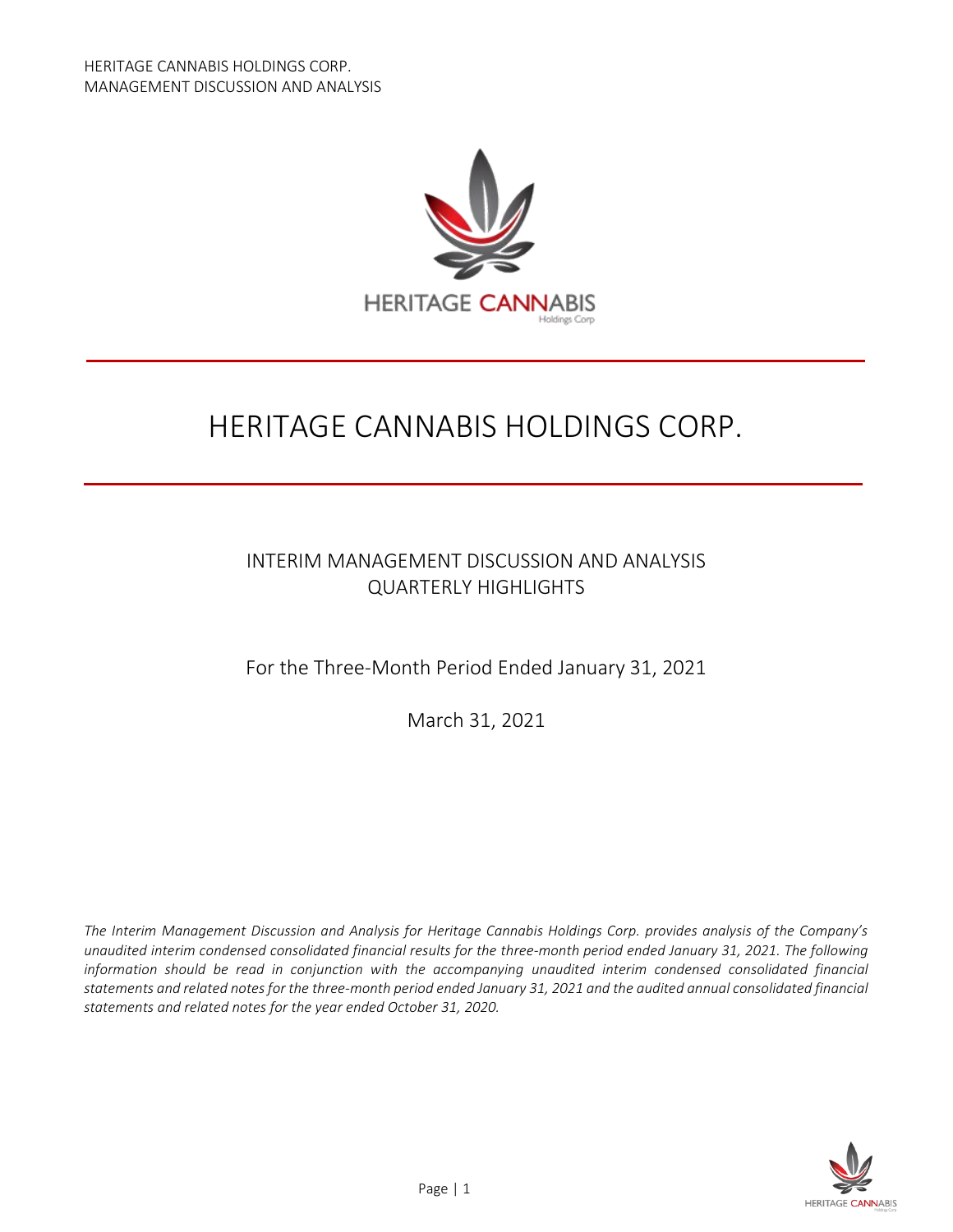# HERITAGE CANNABIS HOLDINGS CORP.

## INTERIM MANAGEMENT DISCUSSION AND ANALYSIS
## QUARTERLY HIGHLIGHTS

For the Three-Month Period Ended January 31, 2021

March 31, 2021

*The Interim Management Discussion and Analysis for Heritage Cannabis Holdings Corp. provides analysis of the Company's unaudited interim condensed consolidated financial results for the three-month period ended January 31, 2021. The following information should be read in conjunction with the accompanying unaudited interim condensed consolidated financial statements and related notes for the three-month period ended January 31, 2021 and the audited annual consolidated financial statements and related notes for the year ended October 31, 2020.*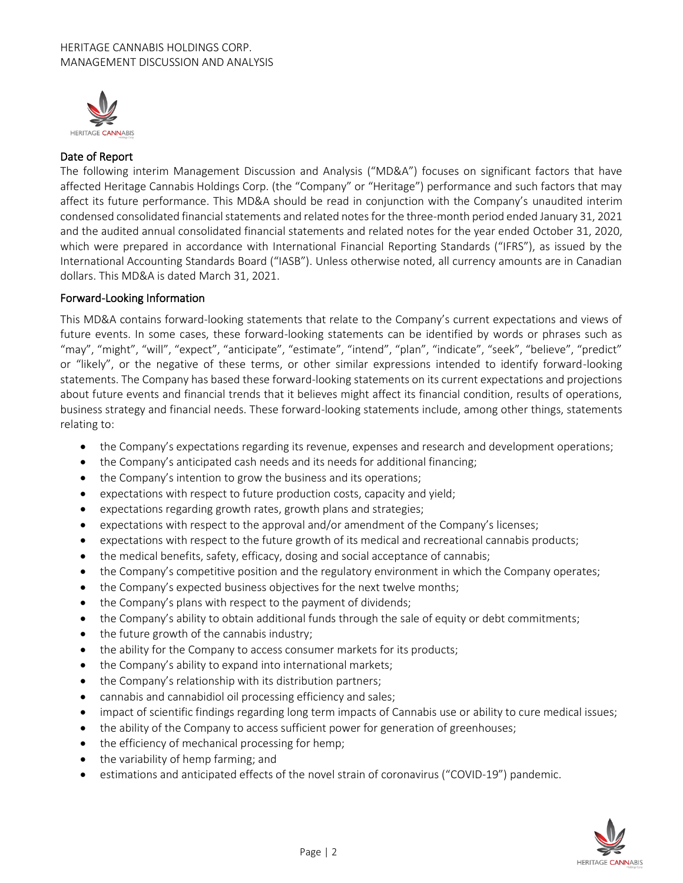## Date of Report

The following interim Management Discussion and Analysis ("MD&A") focuses on significant factors that have affected Heritage Cannabis Holdings Corp. (the "Company" or "Heritage") performance and such factors that may affect its future performance. This MD&A should be read in conjunction with the Company's unaudited interim condensed consolidated financial statements and related notes for the three-month period ended January 31, 2021 and the audited annual consolidated financial statements and related notes for the year ended October 31, 2020, which were prepared in accordance with International Financial Reporting Standards ("IFRS"), as issued by the International Accounting Standards Board ("IASB"). Unless otherwise noted, all currency amounts are in Canadian dollars. This MD&A is dated March 31, 2021.

## Forward-Looking Information

This MD&A contains forward-looking statements that relate to the Company's current expectations and views of future events. In some cases, these forward-looking statements can be identified by words or phrases such as "may", "might", "will", "expect", "anticipate", "estimate", "intend", "plan", "indicate", "seek", "believe", "predict" or "likely", or the negative of these terms, or other similar expressions intended to identify forward-looking statements. The Company has based these forward-looking statements on its current expectations and projections about future events and financial trends that it believes might affect its financial condition, results of operations, business strategy and financial needs. These forward-looking statements include, among other things, statements relating to:

- the Company's expectations regarding its revenue, expenses and research and development operations;
- the Company's anticipated cash needs and its needs for additional financing;
- the Company's intention to grow the business and its operations;
- expectations with respect to future production costs, capacity and yield;
- expectations regarding growth rates, growth plans and strategies;
- expectations with respect to the approval and/or amendment of the Company's licenses;
- expectations with respect to the future growth of its medical and recreational cannabis products;
- the medical benefits, safety, efficacy, dosing and social acceptance of cannabis;
- the Company's competitive position and the regulatory environment in which the Company operates;
- the Company's expected business objectives for the next twelve months;
- the Company's plans with respect to the payment of dividends;
- the Company's ability to obtain additional funds through the sale of equity or debt commitments;
- the future growth of the cannabis industry;
- the ability for the Company to access consumer markets for its products;
- the Company's ability to expand into international markets;
- the Company's relationship with its distribution partners;
- cannabis and cannabidiol oil processing efficiency and sales;
- impact of scientific findings regarding long term impacts of Cannabis use or ability to cure medical issues;
- the ability of the Company to access sufficient power for generation of greenhouses;
- the efficiency of mechanical processing for hemp;
- the variability of hemp farming; and
- estimations and anticipated effects of the novel strain of coronavirus ("COVID-19") pandemic.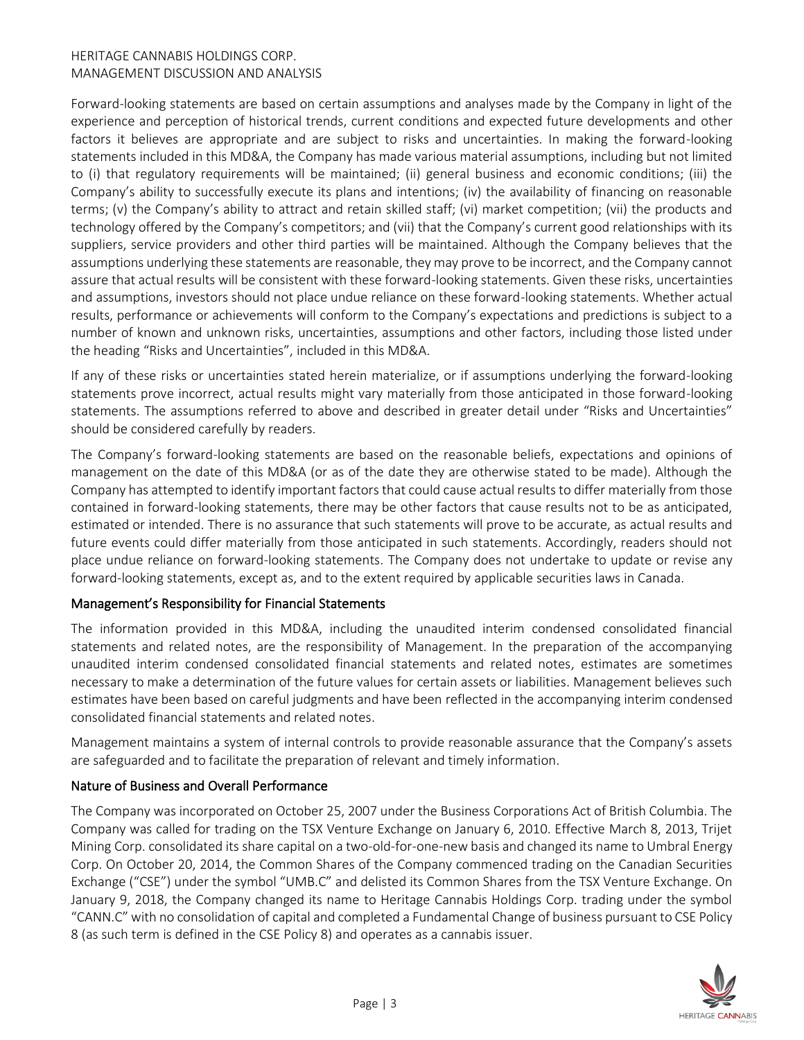Forward-looking statements are based on certain assumptions and analyses made by the Company in light of the experience and perception of historical trends, current conditions and expected future developments and other factors it believes are appropriate and are subject to risks and uncertainties. In making the forward-looking statements included in this MD&A, the Company has made various material assumptions, including but not limited to (i) that regulatory requirements will be maintained; (ii) general business and economic conditions; (iii) the Company's ability to successfully execute its plans and intentions; (iv) the availability of financing on reasonable terms; (v) the Company's ability to attract and retain skilled staff; (vi) market competition; (vii) the products and technology offered by the Company's competitors; and (vii) that the Company's current good relationships with its suppliers, service providers and other third parties will be maintained. Although the Company believes that the assumptions underlying these statements are reasonable, they may prove to be incorrect, and the Company cannot assure that actual results will be consistent with these forward-looking statements. Given these risks, uncertainties and assumptions, investors should not place undue reliance on these forward-looking statements. Whether actual results, performance or achievements will conform to the Company's expectations and predictions is subject to a number of known and unknown risks, uncertainties, assumptions and other factors, including those listed under the heading "Risks and Uncertainties", included in this MD&A.

If any of these risks or uncertainties stated herein materialize, or if assumptions underlying the forward-looking statements prove incorrect, actual results might vary materially from those anticipated in those forward-looking statements. The assumptions referred to above and described in greater detail under "Risks and Uncertainties" should be considered carefully by readers.

The Company's forward-looking statements are based on the reasonable beliefs, expectations and opinions of management on the date of this MD&A (or as of the date they are otherwise stated to be made). Although the Company has attempted to identify important factors that could cause actual results to differ materially from those contained in forward-looking statements, there may be other factors that cause results not to be as anticipated, estimated or intended. There is no assurance that such statements will prove to be accurate, as actual results and future events could differ materially from those anticipated in such statements. Accordingly, readers should not place undue reliance on forward-looking statements. The Company does not undertake to update or revise any forward-looking statements, except as, and to the extent required by applicable securities laws in Canada.

## Management's Responsibility for Financial Statements

The information provided in this MD&A, including the unaudited interim condensed consolidated financial statements and related notes, are the responsibility of Management. In the preparation of the accompanying unaudited interim condensed consolidated financial statements and related notes, estimates are sometimes necessary to make a determination of the future values for certain assets or liabilities. Management believes such estimates have been based on careful judgments and have been reflected in the accompanying interim condensed consolidated financial statements and related notes.

Management maintains a system of internal controls to provide reasonable assurance that the Company's assets are safeguarded and to facilitate the preparation of relevant and timely information.

## Nature of Business and Overall Performance

The Company was incorporated on October 25, 2007 under the Business Corporations Act of British Columbia. The Company was called for trading on the TSX Venture Exchange on January 6, 2010. Effective March 8, 2013, Trijet Mining Corp. consolidated its share capital on a two-old-for-one-new basis and changed its name to Umbral Energy Corp. On October 20, 2014, the Common Shares of the Company commenced trading on the Canadian Securities Exchange ("CSE") under the symbol "UMB.C" and delisted its Common Shares from the TSX Venture Exchange. On January 9, 2018, the Company changed its name to Heritage Cannabis Holdings Corp. trading under the symbol "CANN.C" with no consolidation of capital and completed a Fundamental Change of business pursuant to CSE Policy 8 (as such term is defined in the CSE Policy 8) and operates as a cannabis issuer.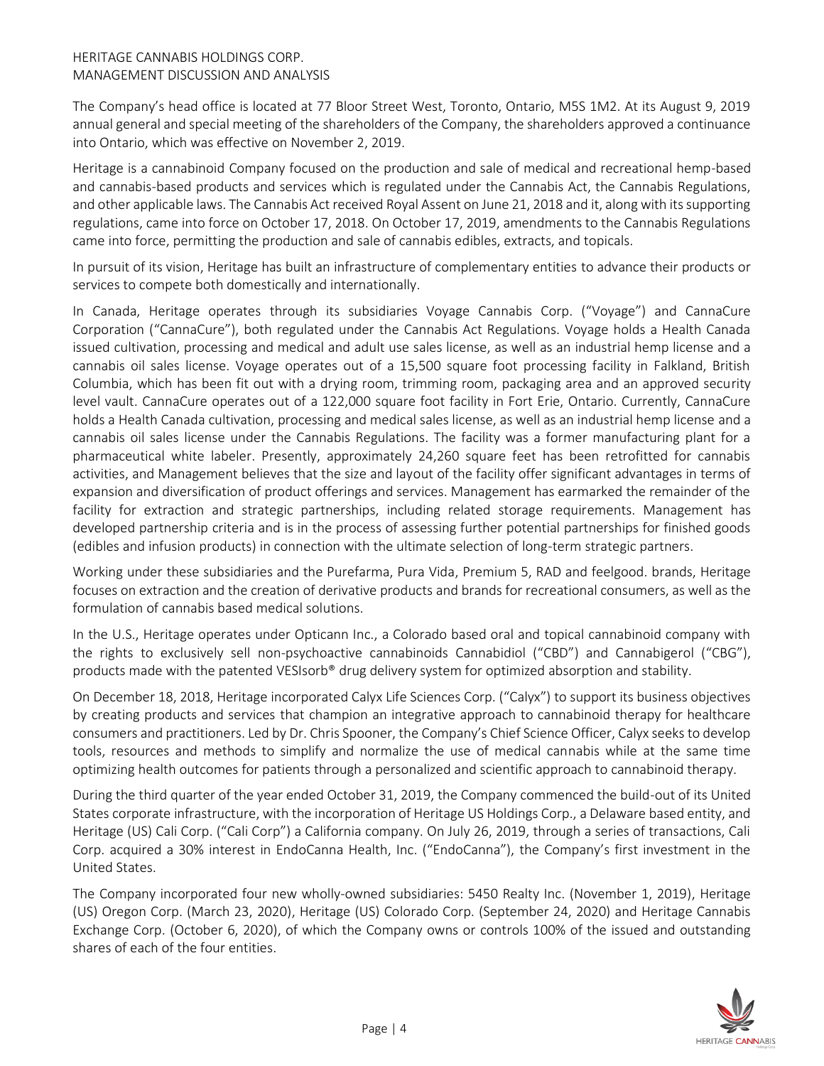The Company's head office is located at 77 Bloor Street West, Toronto, Ontario, M5S 1M2. At its August 9, 2019 annual general and special meeting of the shareholders of the Company, the shareholders approved a continuance into Ontario, which was effective on November 2, 2019.

Heritage is a cannabinoid Company focused on the production and sale of medical and recreational hemp-based and cannabis-based products and services which is regulated under the Cannabis Act, the Cannabis Regulations, and other applicable laws. The Cannabis Act received Royal Assent on June 21, 2018 and it, along with its supporting regulations, came into force on October 17, 2018. On October 17, 2019, amendments to the Cannabis Regulations came into force, permitting the production and sale of cannabis edibles, extracts, and topicals.

In pursuit of its vision, Heritage has built an infrastructure of complementary entities to advance their products or services to compete both domestically and internationally.

In Canada, Heritage operates through its subsidiaries Voyage Cannabis Corp. ("Voyage") and CannaCure Corporation ("CannaCure"), both regulated under the Cannabis Act Regulations. Voyage holds a Health Canada issued cultivation, processing and medical and adult use sales license, as well as an industrial hemp license and a cannabis oil sales license. Voyage operates out of a 15,500 square foot processing facility in Falkland, British Columbia, which has been fit out with a drying room, trimming room, packaging area and an approved security level vault. CannaCure operates out of a 122,000 square foot facility in Fort Erie, Ontario. Currently, CannaCure holds a Health Canada cultivation, processing and medical sales license, as well as an industrial hemp license and a cannabis oil sales license under the Cannabis Regulations. The facility was a former manufacturing plant for a pharmaceutical white labeler. Presently, approximately 24,260 square feet has been retrofitted for cannabis activities, and Management believes that the size and layout of the facility offer significant advantages in terms of expansion and diversification of product offerings and services. Management has earmarked the remainder of the facility for extraction and strategic partnerships, including related storage requirements. Management has developed partnership criteria and is in the process of assessing further potential partnerships for finished goods (edibles and infusion products) in connection with the ultimate selection of long-term strategic partners.

Working under these subsidiaries and the Purefarma, Pura Vida, Premium 5, RAD and feelgood. brands, Heritage focuses on extraction and the creation of derivative products and brands for recreational consumers, as well as the formulation of cannabis based medical solutions.

In the U.S., Heritage operates under Opticann Inc., a Colorado based oral and topical cannabinoid company with the rights to exclusively sell non-psychoactive cannabinoids Cannabidiol ("CBD") and Cannabigerol ("CBG"), products made with the patented VESIsorb® drug delivery system for optimized absorption and stability.

On December 18, 2018, Heritage incorporated Calyx Life Sciences Corp. ("Calyx") to support its business objectives by creating products and services that champion an integrative approach to cannabinoid therapy for healthcare consumers and practitioners. Led by Dr. Chris Spooner, the Company's Chief Science Officer, Calyx seeks to develop tools, resources and methods to simplify and normalize the use of medical cannabis while at the same time optimizing health outcomes for patients through a personalized and scientific approach to cannabinoid therapy.

During the third quarter of the year ended October 31, 2019, the Company commenced the build-out of its United States corporate infrastructure, with the incorporation of Heritage US Holdings Corp., a Delaware based entity, and Heritage (US) Cali Corp. ("Cali Corp") a California company. On July 26, 2019, through a series of transactions, Cali Corp. acquired a 30% interest in EndoCanna Health, Inc. ("EndoCanna"), the Company's first investment in the United States.

The Company incorporated four new wholly-owned subsidiaries: 5450 Realty Inc. (November 1, 2019), Heritage (US) Oregon Corp. (March 23, 2020), Heritage (US) Colorado Corp. (September 24, 2020) and Heritage Cannabis Exchange Corp. (October 6, 2020), of which the Company owns or controls 100% of the issued and outstanding shares of each of the four entities.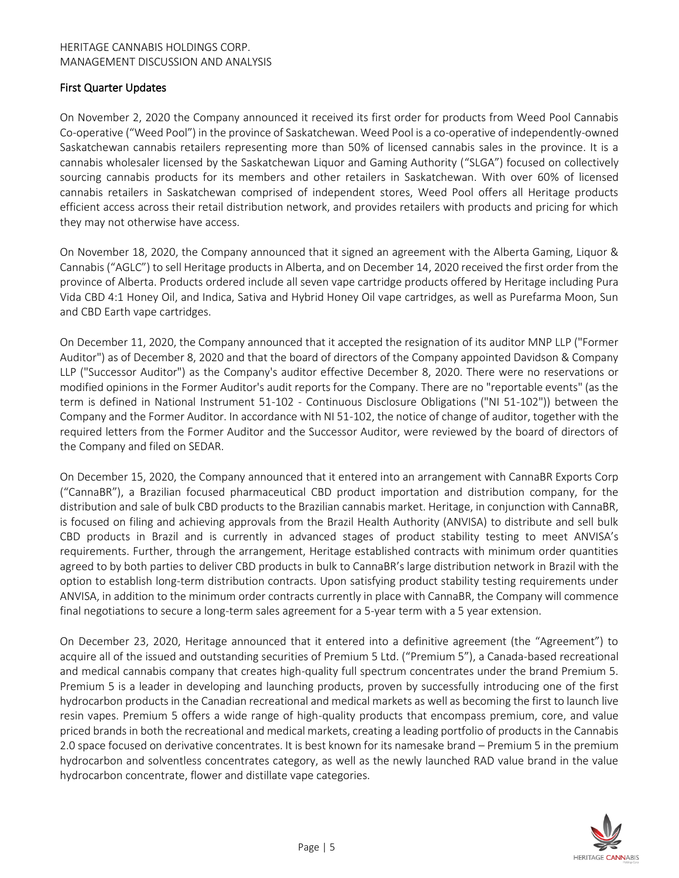## First Quarter Updates

On November 2, 2020 the Company announced it received its first order for products from Weed Pool Cannabis Co-operative ("Weed Pool") in the province of Saskatchewan. Weed Pool is a co-operative of independently-owned Saskatchewan cannabis retailers representing more than 50% of licensed cannabis sales in the province. It is a cannabis wholesaler licensed by the Saskatchewan Liquor and Gaming Authority ("SLGA") focused on collectively sourcing cannabis products for its members and other retailers in Saskatchewan. With over 60% of licensed cannabis retailers in Saskatchewan comprised of independent stores, Weed Pool offers all Heritage products efficient access across their retail distribution network, and provides retailers with products and pricing for which they may not otherwise have access.

On November 18, 2020, the Company announced that it signed an agreement with the Alberta Gaming, Liquor & Cannabis ("AGLC") to sell Heritage products in Alberta, and on December 14, 2020 received the first order from the province of Alberta. Products ordered include all seven vape cartridge products offered by Heritage including Pura Vida CBD 4:1 Honey Oil, and Indica, Sativa and Hybrid Honey Oil vape cartridges, as well as Purefarma Moon, Sun and CBD Earth vape cartridges.

On December 11, 2020, the Company announced that it accepted the resignation of its auditor MNP LLP ("Former Auditor") as of December 8, 2020 and that the board of directors of the Company appointed Davidson & Company LLP ("Successor Auditor") as the Company's auditor effective December 8, 2020. There were no reservations or modified opinions in the Former Auditor's audit reports for the Company. There are no "reportable events" (as the term is defined in National Instrument 51-102 - Continuous Disclosure Obligations ("NI 51-102")) between the Company and the Former Auditor. In accordance with NI 51-102, the notice of change of auditor, together with the required letters from the Former Auditor and the Successor Auditor, were reviewed by the board of directors of the Company and filed on SEDAR.

On December 15, 2020, the Company announced that it entered into an arrangement with CannaBR Exports Corp ("CannaBR"), a Brazilian focused pharmaceutical CBD product importation and distribution company, for the distribution and sale of bulk CBD products to the Brazilian cannabis market. Heritage, in conjunction with CannaBR, is focused on filing and achieving approvals from the Brazil Health Authority (ANVISA) to distribute and sell bulk CBD products in Brazil and is currently in advanced stages of product stability testing to meet ANVISA's requirements. Further, through the arrangement, Heritage established contracts with minimum order quantities agreed to by both parties to deliver CBD products in bulk to CannaBR's large distribution network in Brazil with the option to establish long-term distribution contracts. Upon satisfying product stability testing requirements under ANVISA, in addition to the minimum order contracts currently in place with CannaBR, the Company will commence final negotiations to secure a long-term sales agreement for a 5-year term with a 5 year extension.

On December 23, 2020, Heritage announced that it entered into a definitive agreement (the "Agreement") to acquire all of the issued and outstanding securities of Premium 5 Ltd. ("Premium 5"), a Canada-based recreational and medical cannabis company that creates high-quality full spectrum concentrates under the brand Premium 5. Premium 5 is a leader in developing and launching products, proven by successfully introducing one of the first hydrocarbon products in the Canadian recreational and medical markets as well as becoming the first to launch live resin vapes. Premium 5 offers a wide range of high-quality products that encompass premium, core, and value priced brands in both the recreational and medical markets, creating a leading portfolio of products in the Cannabis 2.0 space focused on derivative concentrates. It is best known for its namesake brand – Premium 5 in the premium hydrocarbon and solventless concentrates category, as well as the newly launched RAD value brand in the value hydrocarbon concentrate, flower and distillate vape categories.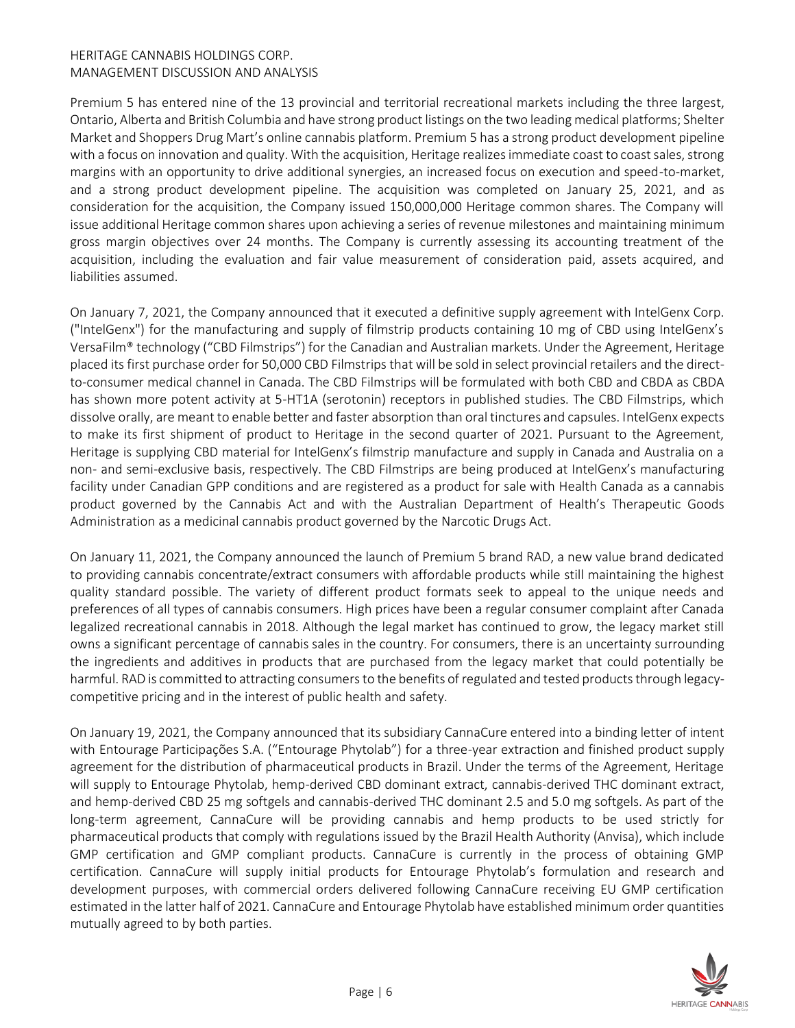Premium 5 has entered nine of the 13 provincial and territorial recreational markets including the three largest, Ontario, Alberta and British Columbia and have strong product listings on the two leading medical platforms; Shelter Market and Shoppers Drug Mart's online cannabis platform. Premium 5 has a strong product development pipeline with a focus on innovation and quality. With the acquisition, Heritage realizes immediate coast to coast sales, strong margins with an opportunity to drive additional synergies, an increased focus on execution and speed-to-market, and a strong product development pipeline. The acquisition was completed on January 25, 2021, and as consideration for the acquisition, the Company issued 150,000,000 Heritage common shares. The Company will issue additional Heritage common shares upon achieving a series of revenue milestones and maintaining minimum gross margin objectives over 24 months. The Company is currently assessing its accounting treatment of the acquisition, including the evaluation and fair value measurement of consideration paid, assets acquired, and liabilities assumed.

On January 7, 2021, the Company announced that it executed a definitive supply agreement with IntelGenx Corp. ("IntelGenx") for the manufacturing and supply of filmstrip products containing 10 mg of CBD using IntelGenx's VersaFilm® technology ("CBD Filmstrips") for the Canadian and Australian markets. Under the Agreement, Heritage placed its first purchase order for 50,000 CBD Filmstrips that will be sold in select provincial retailers and the direct-to-consumer medical channel in Canada. The CBD Filmstrips will be formulated with both CBD and CBDA as CBDA has shown more potent activity at 5-HT1A (serotonin) receptors in published studies. The CBD Filmstrips, which dissolve orally, are meant to enable better and faster absorption than oral tinctures and capsules. IntelGenx expects to make its first shipment of product to Heritage in the second quarter of 2021. Pursuant to the Agreement, Heritage is supplying CBD material for IntelGenx's filmstrip manufacture and supply in Canada and Australia on a non- and semi-exclusive basis, respectively. The CBD Filmstrips are being produced at IntelGenx's manufacturing facility under Canadian GPP conditions and are registered as a product for sale with Health Canada as a cannabis product governed by the Cannabis Act and with the Australian Department of Health's Therapeutic Goods Administration as a medicinal cannabis product governed by the Narcotic Drugs Act.

On January 11, 2021, the Company announced the launch of Premium 5 brand RAD, a new value brand dedicated to providing cannabis concentrate/extract consumers with affordable products while still maintaining the highest quality standard possible. The variety of different product formats seek to appeal to the unique needs and preferences of all types of cannabis consumers. High prices have been a regular consumer complaint after Canada legalized recreational cannabis in 2018. Although the legal market has continued to grow, the legacy market still owns a significant percentage of cannabis sales in the country. For consumers, there is an uncertainty surrounding the ingredients and additives in products that are purchased from the legacy market that could potentially be harmful. RAD is committed to attracting consumers to the benefits of regulated and tested products through legacy-competitive pricing and in the interest of public health and safety.

On January 19, 2021, the Company announced that its subsidiary CannaCure entered into a binding letter of intent with Entourage Participações S.A. ("Entourage Phytolab") for a three-year extraction and finished product supply agreement for the distribution of pharmaceutical products in Brazil. Under the terms of the Agreement, Heritage will supply to Entourage Phytolab, hemp-derived CBD dominant extract, cannabis-derived THC dominant extract, and hemp-derived CBD 25 mg softgels and cannabis-derived THC dominant 2.5 and 5.0 mg softgels. As part of the long-term agreement, CannaCure will be providing cannabis and hemp products to be used strictly for pharmaceutical products that comply with regulations issued by the Brazil Health Authority (Anvisa), which include GMP certification and GMP compliant products. CannaCure is currently in the process of obtaining GMP certification. CannaCure will supply initial products for Entourage Phytolab's formulation and research and development purposes, with commercial orders delivered following CannaCure receiving EU GMP certification estimated in the latter half of 2021. CannaCure and Entourage Phytolab have established minimum order quantities mutually agreed to by both parties.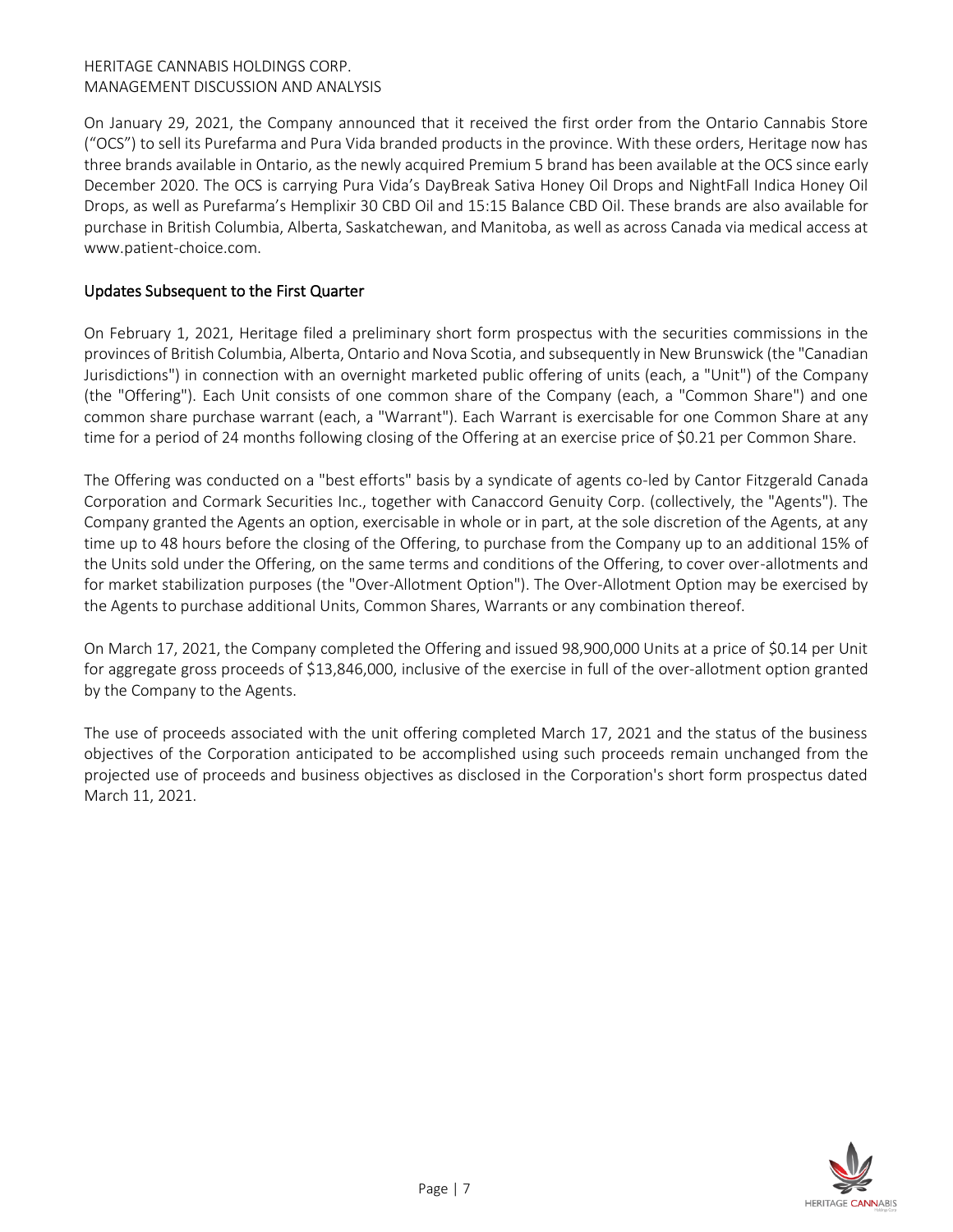On January 29, 2021, the Company announced that it received the first order from the Ontario Cannabis Store ("OCS") to sell its Purefarma and Pura Vida branded products in the province. With these orders, Heritage now has three brands available in Ontario, as the newly acquired Premium 5 brand has been available at the OCS since early December 2020. The OCS is carrying Pura Vida's DayBreak Sativa Honey Oil Drops and NightFall Indica Honey Oil Drops, as well as Purefarma's Hemplixir 30 CBD Oil and 15:15 Balance CBD Oil. These brands are also available for purchase in British Columbia, Alberta, Saskatchewan, and Manitoba, as well as across Canada via medical access at www.patient-choice.com.

## Updates Subsequent to the First Quarter

On February 1, 2021, Heritage filed a preliminary short form prospectus with the securities commissions in the provinces of British Columbia, Alberta, Ontario and Nova Scotia, and subsequently in New Brunswick (the "Canadian Jurisdictions") in connection with an overnight marketed public offering of units (each, a "Unit") of the Company (the "Offering"). Each Unit consists of one common share of the Company (each, a "Common Share") and one common share purchase warrant (each, a "Warrant"). Each Warrant is exercisable for one Common Share at any time for a period of 24 months following closing of the Offering at an exercise price of $0.21 per Common Share.

The Offering was conducted on a "best efforts" basis by a syndicate of agents co-led by Cantor Fitzgerald Canada Corporation and Cormark Securities Inc., together with Canaccord Genuity Corp. (collectively, the "Agents"). The Company granted the Agents an option, exercisable in whole or in part, at the sole discretion of the Agents, at any time up to 48 hours before the closing of the Offering, to purchase from the Company up to an additional 15% of the Units sold under the Offering, on the same terms and conditions of the Offering, to cover over-allotments and for market stabilization purposes (the "Over-Allotment Option"). The Over-Allotment Option may be exercised by the Agents to purchase additional Units, Common Shares, Warrants or any combination thereof.

On March 17, 2021, the Company completed the Offering and issued 98,900,000 Units at a price of $0.14 per Unit for aggregate gross proceeds of $13,846,000, inclusive of the exercise in full of the over-allotment option granted by the Company to the Agents.

The use of proceeds associated with the unit offering completed March 17, 2021 and the status of the business objectives of the Corporation anticipated to be accomplished using such proceeds remain unchanged from the projected use of proceeds and business objectives as disclosed in the Corporation's short form prospectus dated March 11, 2021.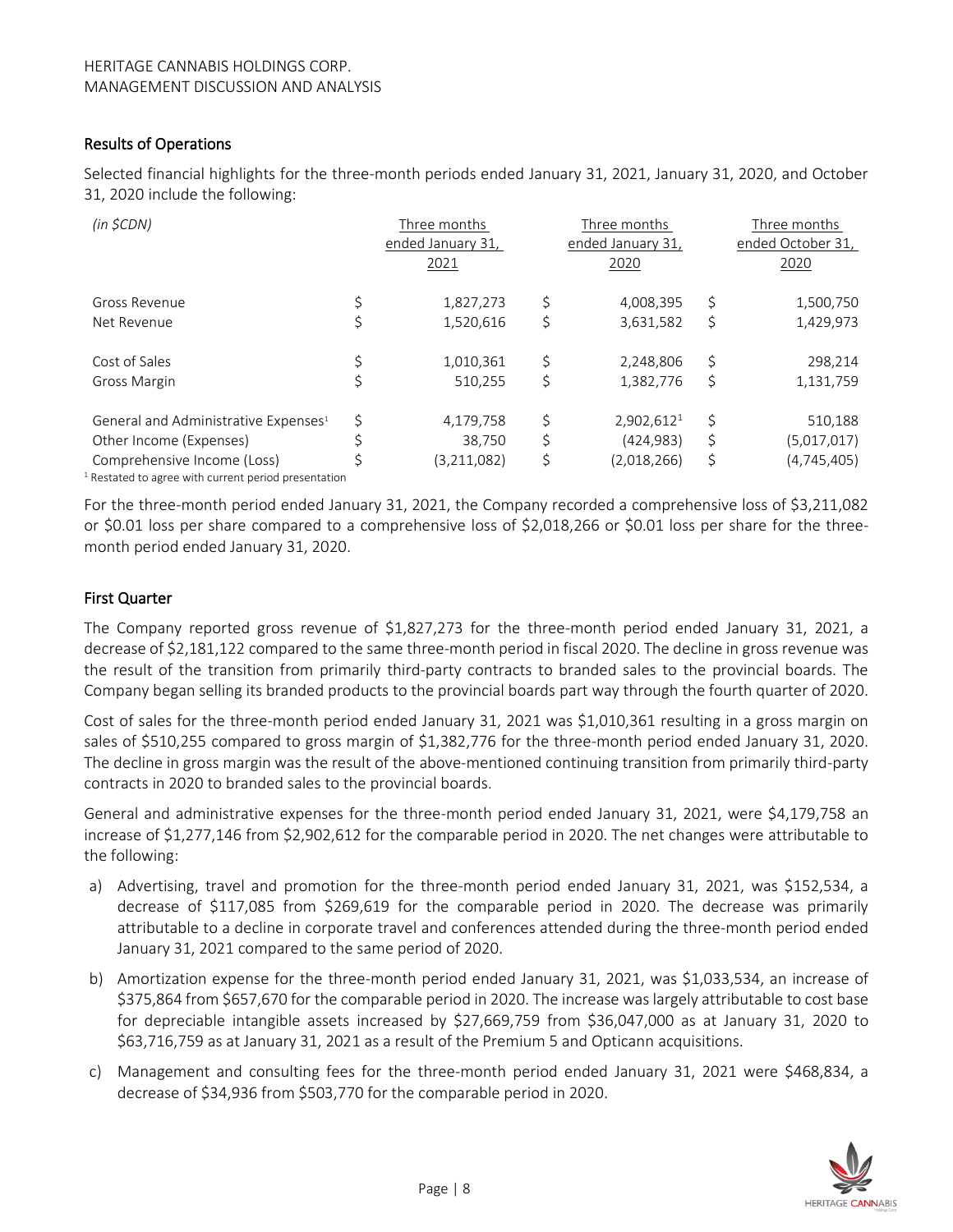## Results of Operations

Selected financial highlights for the three-month periods ended January 31, 2021, January 31, 2020, and October 31, 2020 include the following:

| *(in $CDN)* | | Three months ended January 31, 2021 | | Three months ended January 31, 2020 | | Three months ended October 31, 2020 |
|---|---|---|---|---|---|---|
| Gross Revenue | $ | 1,827,273 | $ | 4,008,395 | $ | 1,500,750 |
| Net Revenue | $ | 1,520,616 | $ | 3,631,582 | $ | 1,429,973 |
| Cost of Sales | $ | 1,010,361 | $ | 2,248,806 | $ | 298,214 |
| Gross Margin | $ | 510,255 | $ | 1,382,776 | $ | 1,131,759 |
| General and Administrative Expenses[1] | $ | 4,179,758 | $ | 2,902,612[1] | $ | 510,188 |
| Other Income (Expenses) | $ | 38,750 | $ | (424,983) | $ | (5,017,017) |
| Comprehensive Income (Loss) | $ | (3,211,082) | $ | (2,018,266) | $ | (4,745,405) |

[1] Restated to agree with current period presentation

For the three-month period ended January 31, 2021, the Company recorded a comprehensive loss of $3,211,082 or $0.01 loss per share compared to a comprehensive loss of $2,018,266 or $0.01 loss per share for the three-month period ended January 31, 2020.

## First Quarter

The Company reported gross revenue of $1,827,273 for the three-month period ended January 31, 2021, a decrease of $2,181,122 compared to the same three-month period in fiscal 2020. The decline in gross revenue was the result of the transition from primarily third-party contracts to branded sales to the provincial boards. The Company began selling its branded products to the provincial boards part way through the fourth quarter of 2020.

Cost of sales for the three-month period ended January 31, 2021 was $1,010,361 resulting in a gross margin on sales of $510,255 compared to gross margin of $1,382,776 for the three-month period ended January 31, 2020. The decline in gross margin was the result of the above-mentioned continuing transition from primarily third-party contracts in 2020 to branded sales to the provincial boards.

General and administrative expenses for the three-month period ended January 31, 2021, were $4,179,758 an increase of $1,277,146 from $2,902,612 for the comparable period in 2020. The net changes were attributable to the following:

a) Advertising, travel and promotion for the three-month period ended January 31, 2021, was $152,534, a decrease of $117,085 from $269,619 for the comparable period in 2020. The decrease was primarily attributable to a decline in corporate travel and conferences attended during the three-month period ended January 31, 2021 compared to the same period of 2020.

b) Amortization expense for the three-month period ended January 31, 2021, was $1,033,534, an increase of $375,864 from $657,670 for the comparable period in 2020. The increase was largely attributable to cost base for depreciable intangible assets increased by $27,669,759 from $36,047,000 as at January 31, 2020 to $63,716,759 as at January 31, 2021 as a result of the Premium 5 and Opticann acquisitions.

c) Management and consulting fees for the three-month period ended January 31, 2021 were $468,834, a decrease of $34,936 from $503,770 for the comparable period in 2020.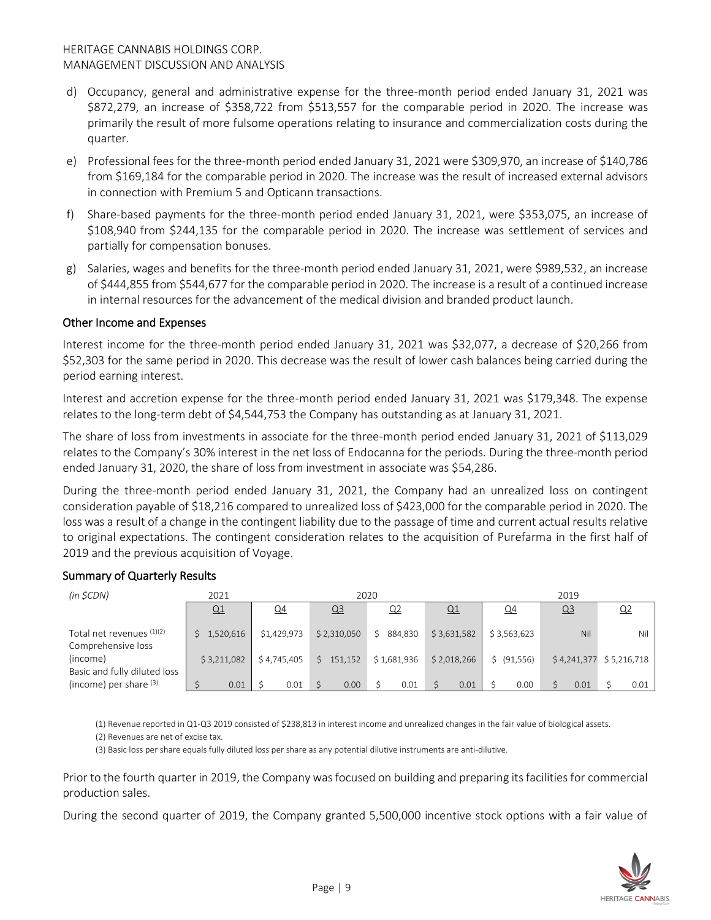d) Occupancy, general and administrative expense for the three-month period ended January 31, 2021 was $872,279, an increase of $358,722 from $513,557 for the comparable period in 2020. The increase was primarily the result of more fulsome operations relating to insurance and commercialization costs during the quarter.

e) Professional fees for the three-month period ended January 31, 2021 were $309,970, an increase of $140,786 from $169,184 for the comparable period in 2020. The increase was the result of increased external advisors in connection with Premium 5 and Opticann transactions.

f) Share-based payments for the three-month period ended January 31, 2021, were $353,075, an increase of $108,940 from $244,135 for the comparable period in 2020. The increase was settlement of services and partially for compensation bonuses.

g) Salaries, wages and benefits for the three-month period ended January 31, 2021, were $989,532, an increase of $444,855 from $544,677 for the comparable period in 2020. The increase is a result of a continued increase in internal resources for the advancement of the medical division and branded product launch.

## Other Income and Expenses

Interest income for the three-month period ended January 31, 2021 was $32,077, a decrease of $20,266 from $52,303 for the same period in 2020. This decrease was the result of lower cash balances being carried during the period earning interest.

Interest and accretion expense for the three-month period ended January 31, 2021 was $179,348. The expense relates to the long-term debt of $4,544,753 the Company has outstanding as at January 31, 2021.

The share of loss from investments in associate for the three-month period ended January 31, 2021 of $113,029 relates to the Company's 30% interest in the net loss of Endocanna for the periods. During the three-month period ended January 31, 2020, the share of loss from investment in associate was $54,286.

During the three-month period ended January 31, 2021, the Company had an unrealized loss on contingent consideration payable of $18,216 compared to unrealized loss of $423,000 for the comparable period in 2020. The loss was a result of a change in the contingent liability due to the passage of time and current actual results relative to original expectations. The contingent consideration relates to the acquisition of Purefarma in the first half of 2019 and the previous acquisition of Voyage.

## Summary of Quarterly Results

| *(in $CDN)* | 2021 | 2020 | | | | 2019 | | |
|---|---|---|---|---|---|---|---|---|
| | Q1 | Q4 | Q3 | Q2 | Q1 | Q4 | Q3 | Q2 |
| Total net revenues [(1)(2)] | $ 1,520,616 | $1,429,973 | $ 2,310,050 | $ 884,830 | $ 3,631,582 | $ 3,563,623 | Nil | Nil |
| Comprehensive loss (income) | $ 3,211,082 | $ 4,745,405 | $ 151,152 | $ 1,681,936 | $ 2,018,266 | $ (91,556) | $ 4,241,377 | $ 5,216,718 |
| Basic and fully diluted loss (income) per share [(3)] | $ 0.01 | $ 0.01 | $ 0.00 | $ 0.01 | $ 0.01 | $ 0.00 | $ 0.01 | $ 0.01 |

(1) Revenue reported in Q1-Q3 2019 consisted of $238,813 in interest income and unrealized changes in the fair value of biological assets.

(2) Revenues are net of excise tax.

(3) Basic loss per share equals fully diluted loss per share as any potential dilutive instruments are anti-dilutive.

Prior to the fourth quarter in 2019, the Company was focused on building and preparing its facilities for commercial production sales.

During the second quarter of 2019, the Company granted 5,500,000 incentive stock options with a fair value of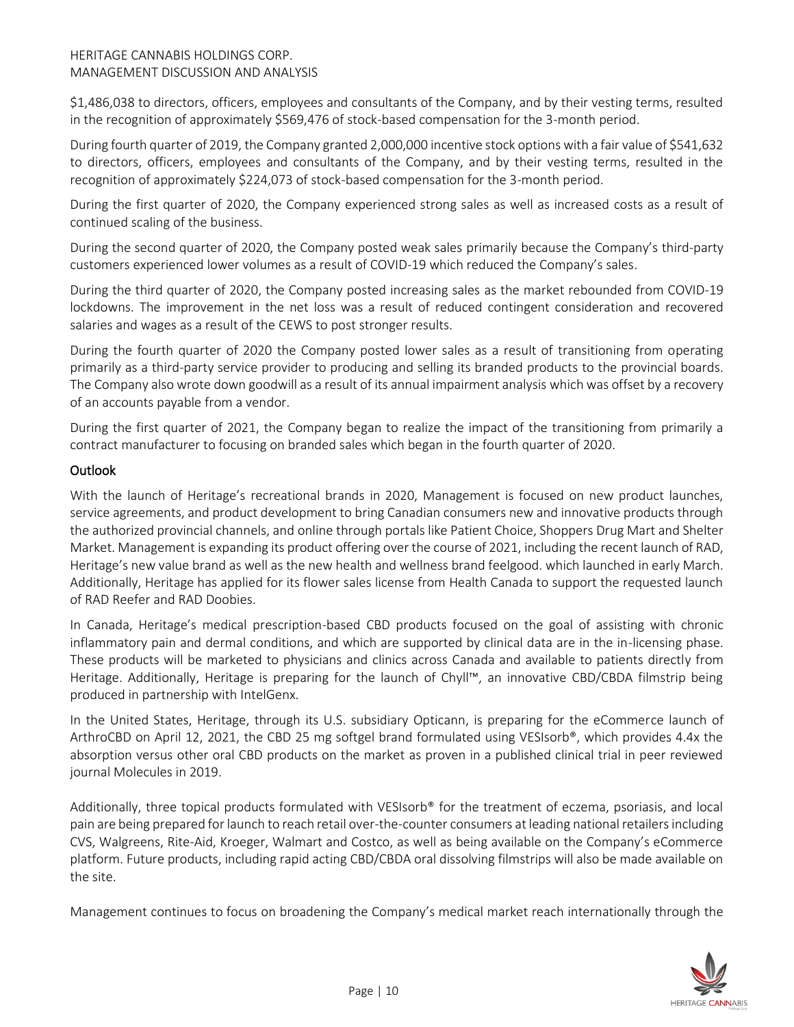$1,486,038 to directors, officers, employees and consultants of the Company, and by their vesting terms, resulted in the recognition of approximately $569,476 of stock-based compensation for the 3-month period.

During fourth quarter of 2019, the Company granted 2,000,000 incentive stock options with a fair value of $541,632 to directors, officers, employees and consultants of the Company, and by their vesting terms, resulted in the recognition of approximately $224,073 of stock-based compensation for the 3-month period.

During the first quarter of 2020, the Company experienced strong sales as well as increased costs as a result of continued scaling of the business.

During the second quarter of 2020, the Company posted weak sales primarily because the Company's third-party customers experienced lower volumes as a result of COVID-19 which reduced the Company's sales.

During the third quarter of 2020, the Company posted increasing sales as the market rebounded from COVID-19 lockdowns. The improvement in the net loss was a result of reduced contingent consideration and recovered salaries and wages as a result of the CEWS to post stronger results.

During the fourth quarter of 2020 the Company posted lower sales as a result of transitioning from operating primarily as a third-party service provider to producing and selling its branded products to the provincial boards. The Company also wrote down goodwill as a result of its annual impairment analysis which was offset by a recovery of an accounts payable from a vendor.

During the first quarter of 2021, the Company began to realize the impact of the transitioning from primarily a contract manufacturer to focusing on branded sales which began in the fourth quarter of 2020.

## Outlook

With the launch of Heritage's recreational brands in 2020, Management is focused on new product launches, service agreements, and product development to bring Canadian consumers new and innovative products through the authorized provincial channels, and online through portals like Patient Choice, Shoppers Drug Mart and Shelter Market. Management is expanding its product offering over the course of 2021, including the recent launch of RAD, Heritage's new value brand as well as the new health and wellness brand feelgood. which launched in early March. Additionally, Heritage has applied for its flower sales license from Health Canada to support the requested launch of RAD Reefer and RAD Doobies.

In Canada, Heritage's medical prescription-based CBD products focused on the goal of assisting with chronic inflammatory pain and dermal conditions, and which are supported by clinical data are in the in-licensing phase. These products will be marketed to physicians and clinics across Canada and available to patients directly from Heritage. Additionally, Heritage is preparing for the launch of Chyll™, an innovative CBD/CBDA filmstrip being produced in partnership with IntelGenx.

In the United States, Heritage, through its U.S. subsidiary Opticann, is preparing for the eCommerce launch of ArthroCBD on April 12, 2021, the CBD 25 mg softgel brand formulated using VESIsorb®, which provides 4.4x the absorption versus other oral CBD products on the market as proven in a published clinical trial in peer reviewed journal Molecules in 2019.

Additionally, three topical products formulated with VESIsorb® for the treatment of eczema, psoriasis, and local pain are being prepared for launch to reach retail over-the-counter consumers at leading national retailers including CVS, Walgreens, Rite-Aid, Kroeger, Walmart and Costco, as well as being available on the Company's eCommerce platform. Future products, including rapid acting CBD/CBDA oral dissolving filmstrips will also be made available on the site.

Management continues to focus on broadening the Company's medical market reach internationally through the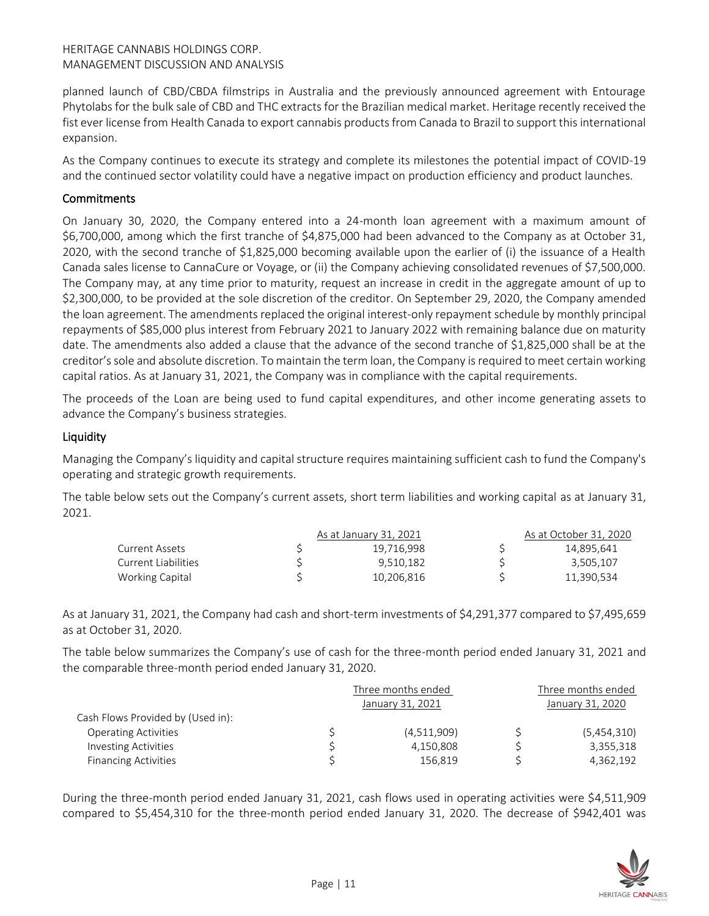planned launch of CBD/CBDA filmstrips in Australia and the previously announced agreement with Entourage Phytolabs for the bulk sale of CBD and THC extracts for the Brazilian medical market. Heritage recently received the fist ever license from Health Canada to export cannabis products from Canada to Brazil to support this international expansion.

As the Company continues to execute its strategy and complete its milestones the potential impact of COVID-19 and the continued sector volatility could have a negative impact on production efficiency and product launches.

## Commitments

On January 30, 2020, the Company entered into a 24-month loan agreement with a maximum amount of \$6,700,000, among which the first tranche of \$4,875,000 had been advanced to the Company as at October 31, 2020, with the second tranche of \$1,825,000 becoming available upon the earlier of (i) the issuance of a Health Canada sales license to CannaCure or Voyage, or (ii) the Company achieving consolidated revenues of \$7,500,000. The Company may, at any time prior to maturity, request an increase in credit in the aggregate amount of up to \$2,300,000, to be provided at the sole discretion of the creditor. On September 29, 2020, the Company amended the loan agreement. The amendments replaced the original interest-only repayment schedule by monthly principal repayments of \$85,000 plus interest from February 2021 to January 2022 with remaining balance due on maturity date. The amendments also added a clause that the advance of the second tranche of \$1,825,000 shall be at the creditor's sole and absolute discretion. To maintain the term loan, the Company is required to meet certain working capital ratios. As at January 31, 2021, the Company was in compliance with the capital requirements.

The proceeds of the Loan are being used to fund capital expenditures, and other income generating assets to advance the Company's business strategies.

## Liquidity

Managing the Company's liquidity and capital structure requires maintaining sufficient cash to fund the Company's operating and strategic growth requirements.

The table below sets out the Company's current assets, short term liabilities and working capital as at January 31, 2021.

| | As at January 31, 2021 | As at October 31, 2020 |
|---|---|---|
| Current Assets | \$ 19,716,998 | \$ 14,895,641 |
| Current Liabilities | \$ 9,510,182 | \$ 3,505,107 |
| Working Capital | \$ 10,206,816 | \$ 11,390,534 |

As at January 31, 2021, the Company had cash and short-term investments of \$4,291,377 compared to \$7,495,659 as at October 31, 2020.

The table below summarizes the Company's use of cash for the three-month period ended January 31, 2021 and the comparable three-month period ended January 31, 2020.

| | Three months ended January 31, 2021 | Three months ended January 31, 2020 |
|---|---|---|
| Cash Flows Provided by (Used in): | | |
| Operating Activities | \$ (4,511,909) | \$ (5,454,310) |
| Investing Activities | \$ 4,150,808 | \$ 3,355,318 |
| Financing Activities | \$ 156,819 | \$ 4,362,192 |

During the three-month period ended January 31, 2021, cash flows used in operating activities were \$4,511,909 compared to \$5,454,310 for the three-month period ended January 31, 2020. The decrease of \$942,401 was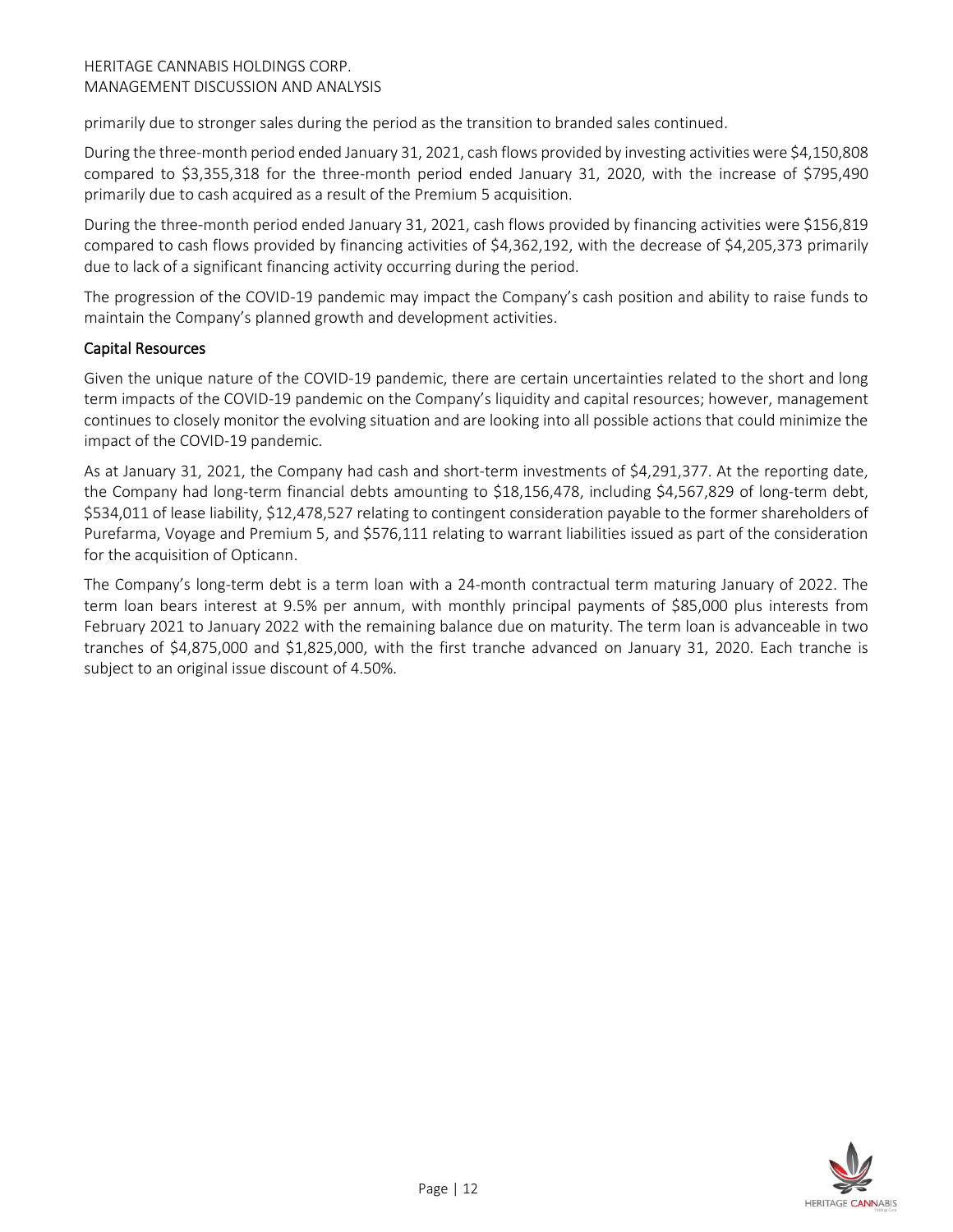primarily due to stronger sales during the period as the transition to branded sales continued.

During the three-month period ended January 31, 2021, cash flows provided by investing activities were $4,150,808 compared to $3,355,318 for the three-month period ended January 31, 2020, with the increase of $795,490 primarily due to cash acquired as a result of the Premium 5 acquisition.

During the three-month period ended January 31, 2021, cash flows provided by financing activities were $156,819 compared to cash flows provided by financing activities of $4,362,192, with the decrease of $4,205,373 primarily due to lack of a significant financing activity occurring during the period.

The progression of the COVID-19 pandemic may impact the Company's cash position and ability to raise funds to maintain the Company's planned growth and development activities.

## Capital Resources

Given the unique nature of the COVID-19 pandemic, there are certain uncertainties related to the short and long term impacts of the COVID-19 pandemic on the Company's liquidity and capital resources; however, management continues to closely monitor the evolving situation and are looking into all possible actions that could minimize the impact of the COVID-19 pandemic.

As at January 31, 2021, the Company had cash and short-term investments of $4,291,377. At the reporting date, the Company had long-term financial debts amounting to $18,156,478, including $4,567,829 of long-term debt, $534,011 of lease liability, $12,478,527 relating to contingent consideration payable to the former shareholders of Purefarma, Voyage and Premium 5, and $576,111 relating to warrant liabilities issued as part of the consideration for the acquisition of Opticann.

The Company's long-term debt is a term loan with a 24-month contractual term maturing January of 2022. The term loan bears interest at 9.5% per annum, with monthly principal payments of $85,000 plus interests from February 2021 to January 2022 with the remaining balance due on maturity. The term loan is advanceable in two tranches of $4,875,000 and $1,825,000, with the first tranche advanced on January 31, 2020. Each tranche is subject to an original issue discount of 4.50%.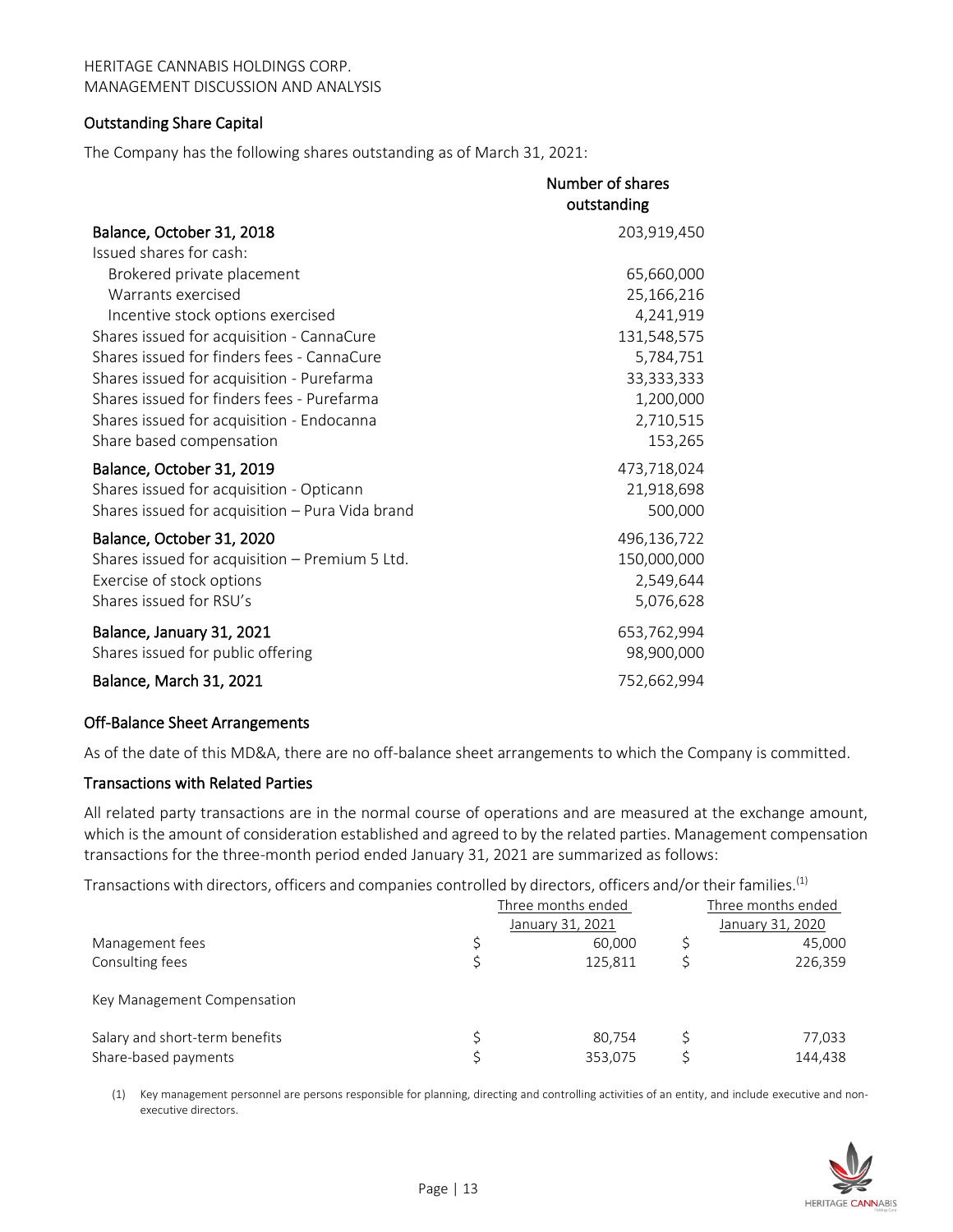## Outstanding Share Capital

The Company has the following shares outstanding as of March 31, 2021:

| | Number of shares outstanding |
|---|---|
| **Balance, October 31, 2018** | 203,919,450 |
| Issued shares for cash: | |
| Brokered private placement | 65,660,000 |
| Warrants exercised | 25,166,216 |
| Incentive stock options exercised | 4,241,919 |
| Shares issued for acquisition - CannaCure | 131,548,575 |
| Shares issued for finders fees - CannaCure | 5,784,751 |
| Shares issued for acquisition - Purefarma | 33,333,333 |
| Shares issued for finders fees - Purefarma | 1,200,000 |
| Shares issued for acquisition - Endocanna | 2,710,515 |
| Share based compensation | 153,265 |
| **Balance, October 31, 2019** | 473,718,024 |
| Shares issued for acquisition - Opticann | 21,918,698 |
| Shares issued for acquisition – Pura Vida brand | 500,000 |
| **Balance, October 31, 2020** | 496,136,722 |
| Shares issued for acquisition – Premium 5 Ltd. | 150,000,000 |
| Exercise of stock options | 2,549,644 |
| Shares issued for RSU's | 5,076,628 |
| **Balance, January 31, 2021** | 653,762,994 |
| Shares issued for public offering | 98,900,000 |
| **Balance, March 31, 2021** | 752,662,994 |

## Off-Balance Sheet Arrangements

As of the date of this MD&A, there are no off-balance sheet arrangements to which the Company is committed.

## Transactions with Related Parties

All related party transactions are in the normal course of operations and are measured at the exchange amount, which is the amount of consideration established and agreed to by the related parties. Management compensation transactions for the three-month period ended January 31, 2021 are summarized as follows:

Transactions with directors, officers and companies controlled by directors, officers and/or their families.[1]

| | Three months ended January 31, 2021 | Three months ended January 31, 2020 |
|---|---|---|
| Management fees | $ 60,000 | $ 45,000 |
| Consulting fees | $ 125,811 | $ 226,359 |
| Key Management Compensation | | |
| Salary and short-term benefits | $ 80,754 | $ 77,033 |
| Share-based payments | $ 353,075 | $ 144,438 |

(1) Key management personnel are persons responsible for planning, directing and controlling activities of an entity, and include executive and non-executive directors.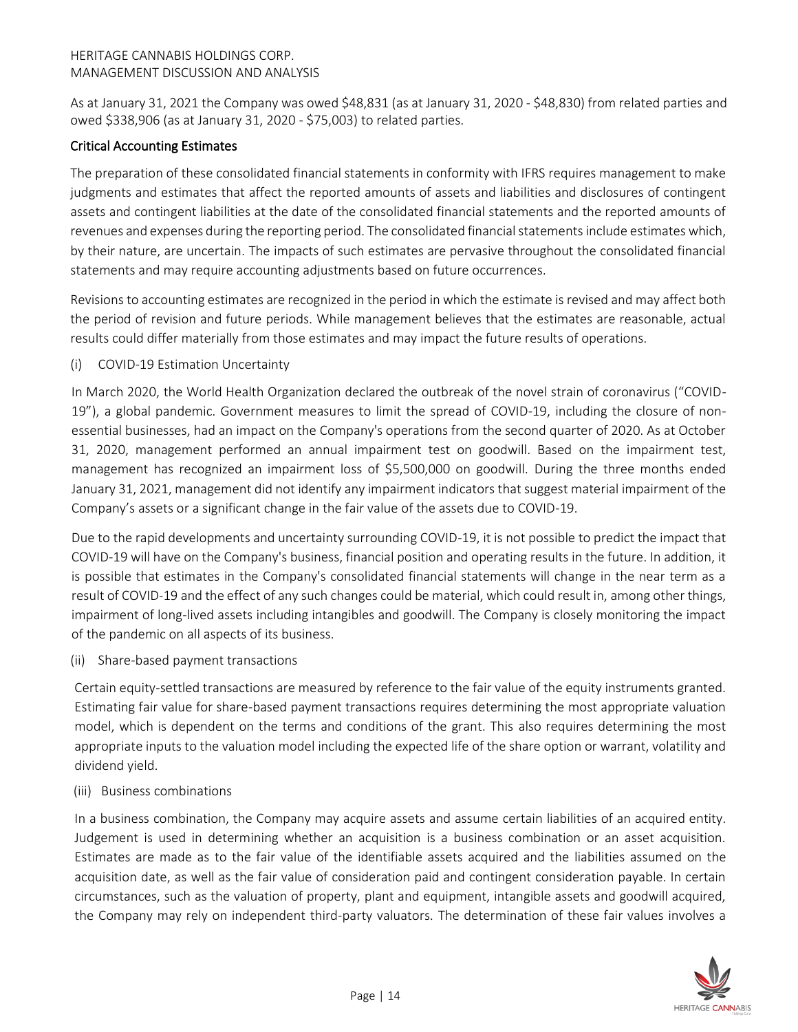As at January 31, 2021 the Company was owed $48,831 (as at January 31, 2020 - $48,830) from related parties and owed $338,906 (as at January 31, 2020 - $75,003) to related parties.

## Critical Accounting Estimates

The preparation of these consolidated financial statements in conformity with IFRS requires management to make judgments and estimates that affect the reported amounts of assets and liabilities and disclosures of contingent assets and contingent liabilities at the date of the consolidated financial statements and the reported amounts of revenues and expenses during the reporting period. The consolidated financial statements include estimates which, by their nature, are uncertain. The impacts of such estimates are pervasive throughout the consolidated financial statements and may require accounting adjustments based on future occurrences.

Revisions to accounting estimates are recognized in the period in which the estimate is revised and may affect both the period of revision and future periods. While management believes that the estimates are reasonable, actual results could differ materially from those estimates and may impact the future results of operations.

(i) COVID-19 Estimation Uncertainty

In March 2020, the World Health Organization declared the outbreak of the novel strain of coronavirus ("COVID-19"), a global pandemic. Government measures to limit the spread of COVID-19, including the closure of non-essential businesses, had an impact on the Company's operations from the second quarter of 2020. As at October 31, 2020, management performed an annual impairment test on goodwill. Based on the impairment test, management has recognized an impairment loss of $5,500,000 on goodwill. During the three months ended January 31, 2021, management did not identify any impairment indicators that suggest material impairment of the Company's assets or a significant change in the fair value of the assets due to COVID-19.

Due to the rapid developments and uncertainty surrounding COVID-19, it is not possible to predict the impact that COVID-19 will have on the Company's business, financial position and operating results in the future. In addition, it is possible that estimates in the Company's consolidated financial statements will change in the near term as a result of COVID-19 and the effect of any such changes could be material, which could result in, among other things, impairment of long-lived assets including intangibles and goodwill. The Company is closely monitoring the impact of the pandemic on all aspects of its business.

(ii) Share-based payment transactions

Certain equity-settled transactions are measured by reference to the fair value of the equity instruments granted. Estimating fair value for share-based payment transactions requires determining the most appropriate valuation model, which is dependent on the terms and conditions of the grant. This also requires determining the most appropriate inputs to the valuation model including the expected life of the share option or warrant, volatility and dividend yield.

(iii) Business combinations

In a business combination, the Company may acquire assets and assume certain liabilities of an acquired entity. Judgement is used in determining whether an acquisition is a business combination or an asset acquisition. Estimates are made as to the fair value of the identifiable assets acquired and the liabilities assumed on the acquisition date, as well as the fair value of consideration paid and contingent consideration payable. In certain circumstances, such as the valuation of property, plant and equipment, intangible assets and goodwill acquired, the Company may rely on independent third-party valuators. The determination of these fair values involves a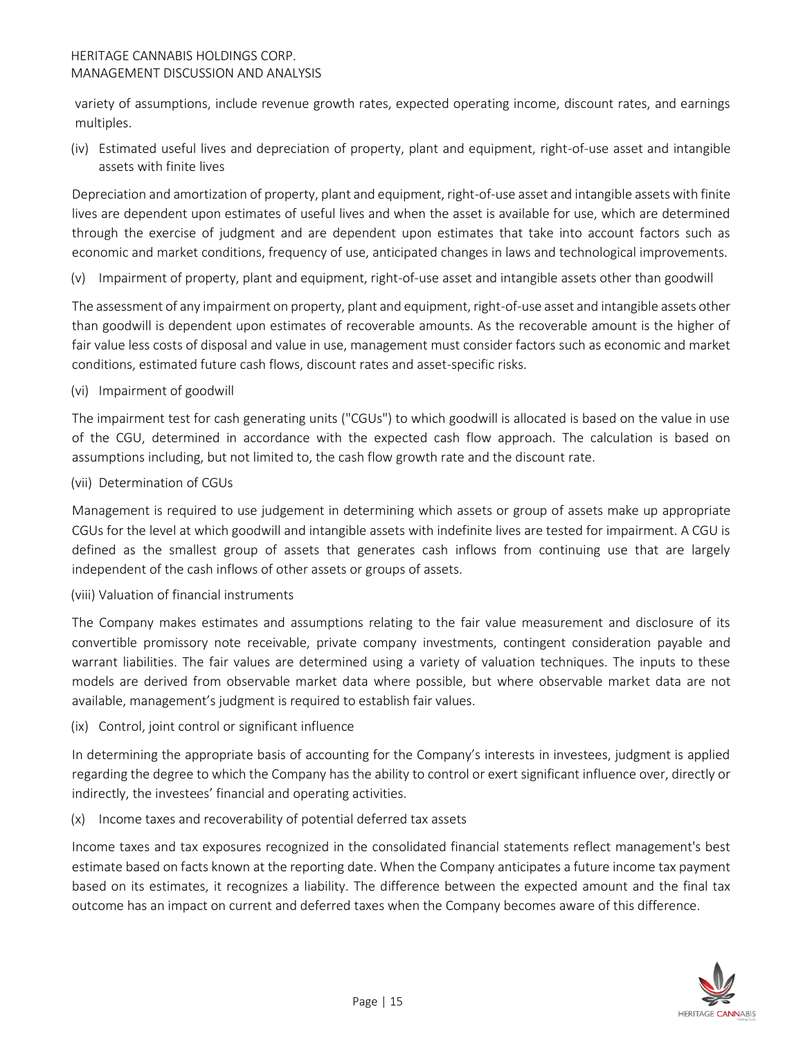variety of assumptions, include revenue growth rates, expected operating income, discount rates, and earnings multiples.

(iv) Estimated useful lives and depreciation of property, plant and equipment, right-of-use asset and intangible assets with finite lives

Depreciation and amortization of property, plant and equipment, right-of-use asset and intangible assets with finite lives are dependent upon estimates of useful lives and when the asset is available for use, which are determined through the exercise of judgment and are dependent upon estimates that take into account factors such as economic and market conditions, frequency of use, anticipated changes in laws and technological improvements.

(v) Impairment of property, plant and equipment, right-of-use asset and intangible assets other than goodwill

The assessment of any impairment on property, plant and equipment, right-of-use asset and intangible assets other than goodwill is dependent upon estimates of recoverable amounts. As the recoverable amount is the higher of fair value less costs of disposal and value in use, management must consider factors such as economic and market conditions, estimated future cash flows, discount rates and asset-specific risks.

(vi) Impairment of goodwill

The impairment test for cash generating units ("CGUs") to which goodwill is allocated is based on the value in use of the CGU, determined in accordance with the expected cash flow approach. The calculation is based on assumptions including, but not limited to, the cash flow growth rate and the discount rate.

(vii) Determination of CGUs

Management is required to use judgement in determining which assets or group of assets make up appropriate CGUs for the level at which goodwill and intangible assets with indefinite lives are tested for impairment. A CGU is defined as the smallest group of assets that generates cash inflows from continuing use that are largely independent of the cash inflows of other assets or groups of assets.

(viii) Valuation of financial instruments

The Company makes estimates and assumptions relating to the fair value measurement and disclosure of its convertible promissory note receivable, private company investments, contingent consideration payable and warrant liabilities. The fair values are determined using a variety of valuation techniques. The inputs to these models are derived from observable market data where possible, but where observable market data are not available, management's judgment is required to establish fair values.

(ix) Control, joint control or significant influence

In determining the appropriate basis of accounting for the Company's interests in investees, judgment is applied regarding the degree to which the Company has the ability to control or exert significant influence over, directly or indirectly, the investees' financial and operating activities.

(x) Income taxes and recoverability of potential deferred tax assets

Income taxes and tax exposures recognized in the consolidated financial statements reflect management's best estimate based on facts known at the reporting date. When the Company anticipates a future income tax payment based on its estimates, it recognizes a liability. The difference between the expected amount and the final tax outcome has an impact on current and deferred taxes when the Company becomes aware of this difference.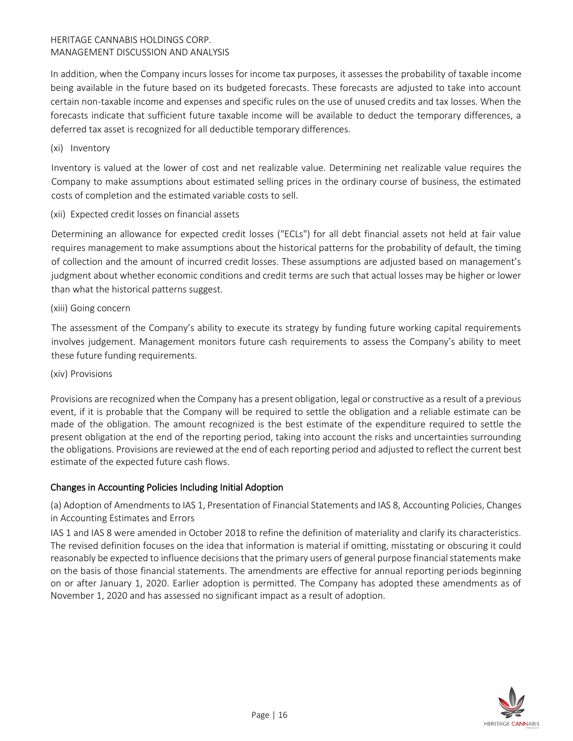In addition, when the Company incurs losses for income tax purposes, it assesses the probability of taxable income being available in the future based on its budgeted forecasts. These forecasts are adjusted to take into account certain non-taxable income and expenses and specific rules on the use of unused credits and tax losses. When the forecasts indicate that sufficient future taxable income will be available to deduct the temporary differences, a deferred tax asset is recognized for all deductible temporary differences.

(xi) Inventory

Inventory is valued at the lower of cost and net realizable value. Determining net realizable value requires the Company to make assumptions about estimated selling prices in the ordinary course of business, the estimated costs of completion and the estimated variable costs to sell.

(xii) Expected credit losses on financial assets

Determining an allowance for expected credit losses ("ECLs") for all debt financial assets not held at fair value requires management to make assumptions about the historical patterns for the probability of default, the timing of collection and the amount of incurred credit losses. These assumptions are adjusted based on management's judgment about whether economic conditions and credit terms are such that actual losses may be higher or lower than what the historical patterns suggest.

(xiii) Going concern

The assessment of the Company's ability to execute its strategy by funding future working capital requirements involves judgement. Management monitors future cash requirements to assess the Company's ability to meet these future funding requirements.

(xiv) Provisions

Provisions are recognized when the Company has a present obligation, legal or constructive as a result of a previous event, if it is probable that the Company will be required to settle the obligation and a reliable estimate can be made of the obligation. The amount recognized is the best estimate of the expenditure required to settle the present obligation at the end of the reporting period, taking into account the risks and uncertainties surrounding the obligations. Provisions are reviewed at the end of each reporting period and adjusted to reflect the current best estimate of the expected future cash flows.

## Changes in Accounting Policies Including Initial Adoption

(a) Adoption of Amendments to IAS 1, Presentation of Financial Statements and IAS 8, Accounting Policies, Changes in Accounting Estimates and Errors

IAS 1 and IAS 8 were amended in October 2018 to refine the definition of materiality and clarify its characteristics. The revised definition focuses on the idea that information is material if omitting, misstating or obscuring it could reasonably be expected to influence decisions that the primary users of general purpose financial statements make on the basis of those financial statements. The amendments are effective for annual reporting periods beginning on or after January 1, 2020. Earlier adoption is permitted. The Company has adopted these amendments as of November 1, 2020 and has assessed no significant impact as a result of adoption.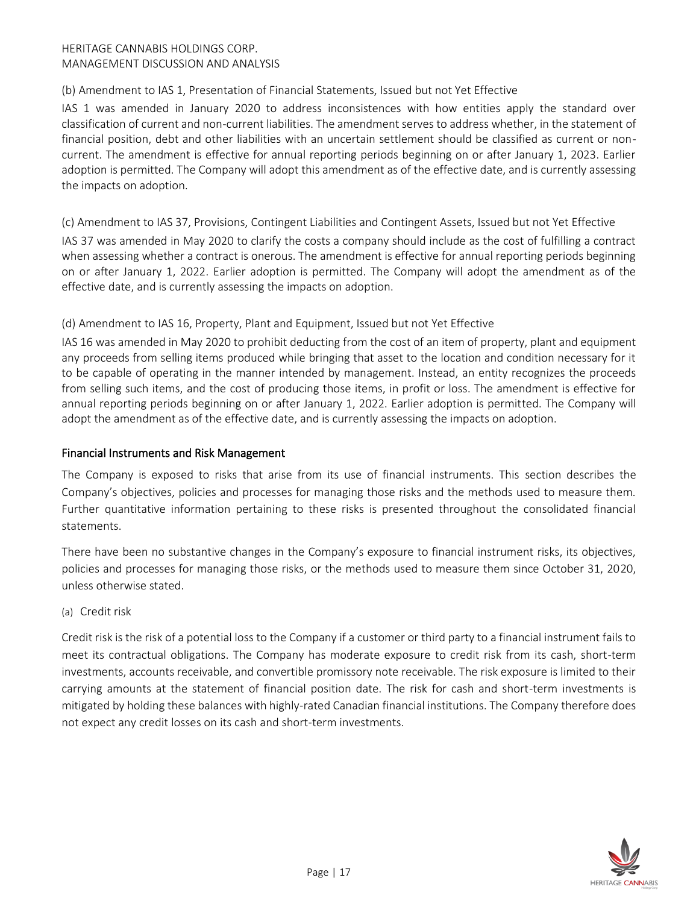(b) Amendment to IAS 1, Presentation of Financial Statements, Issued but not Yet Effective

IAS 1 was amended in January 2020 to address inconsistences with how entities apply the standard over classification of current and non-current liabilities. The amendment serves to address whether, in the statement of financial position, debt and other liabilities with an uncertain settlement should be classified as current or non-current. The amendment is effective for annual reporting periods beginning on or after January 1, 2023. Earlier adoption is permitted. The Company will adopt this amendment as of the effective date, and is currently assessing the impacts on adoption.

(c) Amendment to IAS 37, Provisions, Contingent Liabilities and Contingent Assets, Issued but not Yet Effective

IAS 37 was amended in May 2020 to clarify the costs a company should include as the cost of fulfilling a contract when assessing whether a contract is onerous. The amendment is effective for annual reporting periods beginning on or after January 1, 2022. Earlier adoption is permitted. The Company will adopt the amendment as of the effective date, and is currently assessing the impacts on adoption.

(d) Amendment to IAS 16, Property, Plant and Equipment, Issued but not Yet Effective

IAS 16 was amended in May 2020 to prohibit deducting from the cost of an item of property, plant and equipment any proceeds from selling items produced while bringing that asset to the location and condition necessary for it to be capable of operating in the manner intended by management. Instead, an entity recognizes the proceeds from selling such items, and the cost of producing those items, in profit or loss. The amendment is effective for annual reporting periods beginning on or after January 1, 2022. Earlier adoption is permitted. The Company will adopt the amendment as of the effective date, and is currently assessing the impacts on adoption.

## Financial Instruments and Risk Management

The Company is exposed to risks that arise from its use of financial instruments. This section describes the Company's objectives, policies and processes for managing those risks and the methods used to measure them. Further quantitative information pertaining to these risks is presented throughout the consolidated financial statements.

There have been no substantive changes in the Company's exposure to financial instrument risks, its objectives, policies and processes for managing those risks, or the methods used to measure them since October 31, 2020, unless otherwise stated.

(a) Credit risk

Credit risk is the risk of a potential loss to the Company if a customer or third party to a financial instrument fails to meet its contractual obligations. The Company has moderate exposure to credit risk from its cash, short-term investments, accounts receivable, and convertible promissory note receivable. The risk exposure is limited to their carrying amounts at the statement of financial position date. The risk for cash and short-term investments is mitigated by holding these balances with highly-rated Canadian financial institutions. The Company therefore does not expect any credit losses on its cash and short-term investments.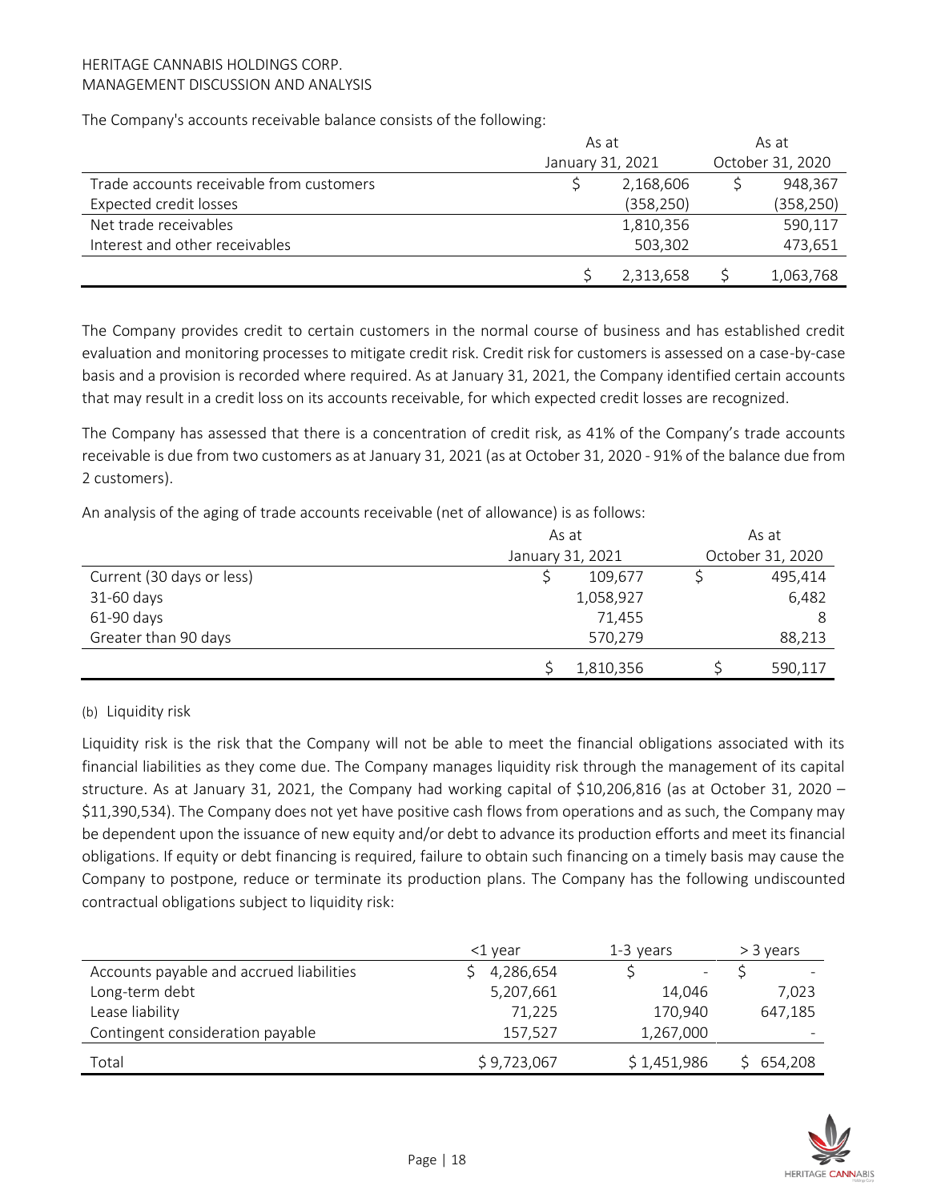The Company's accounts receivable balance consists of the following:

| | As at January 31, 2021 | As at October 31, 2020 |
|---|---|---|
| Trade accounts receivable from customers | $ 2,168,606 | $ 948,367 |
| Expected credit losses | (358,250) | (358,250) |
| Net trade receivables | 1,810,356 | 590,117 |
| Interest and other receivables | 503,302 | 473,651 |
| | $ 2,313,658 | $ 1,063,768 |

The Company provides credit to certain customers in the normal course of business and has established credit evaluation and monitoring processes to mitigate credit risk. Credit risk for customers is assessed on a case-by-case basis and a provision is recorded where required. As at January 31, 2021, the Company identified certain accounts that may result in a credit loss on its accounts receivable, for which expected credit losses are recognized.

The Company has assessed that there is a concentration of credit risk, as 41% of the Company's trade accounts receivable is due from two customers as at January 31, 2021 (as at October 31, 2020 - 91% of the balance due from 2 customers).

An analysis of the aging of trade accounts receivable (net of allowance) is as follows:

| | As at January 31, 2021 | As at October 31, 2020 |
|---|---|---|
| Current (30 days or less) | $ 109,677 | $ 495,414 |
| 31-60 days | 1,058,927 | 6,482 |
| 61-90 days | 71,455 | 8 |
| Greater than 90 days | 570,279 | 88,213 |
| | $ 1,810,356 | $ 590,117 |

(b) Liquidity risk

Liquidity risk is the risk that the Company will not be able to meet the financial obligations associated with its financial liabilities as they come due. The Company manages liquidity risk through the management of its capital structure. As at January 31, 2021, the Company had working capital of $10,206,816 (as at October 31, 2020 – $11,390,534). The Company does not yet have positive cash flows from operations and as such, the Company may be dependent upon the issuance of new equity and/or debt to advance its production efforts and meet its financial obligations. If equity or debt financing is required, failure to obtain such financing on a timely basis may cause the Company to postpone, reduce or terminate its production plans. The Company has the following undiscounted contractual obligations subject to liquidity risk:

| | <1 year | 1-3 years | > 3 years |
|---|---|---|---|
| Accounts payable and accrued liabilities | $ 4,286,654 | $ - | $ - |
| Long-term debt | 5,207,661 | 14,046 | 7,023 |
| Lease liability | 71,225 | 170,940 | 647,185 |
| Contingent consideration payable | 157,527 | 1,267,000 | - |
| Total | $ 9,723,067 | $ 1,451,986 | $ 654,208 |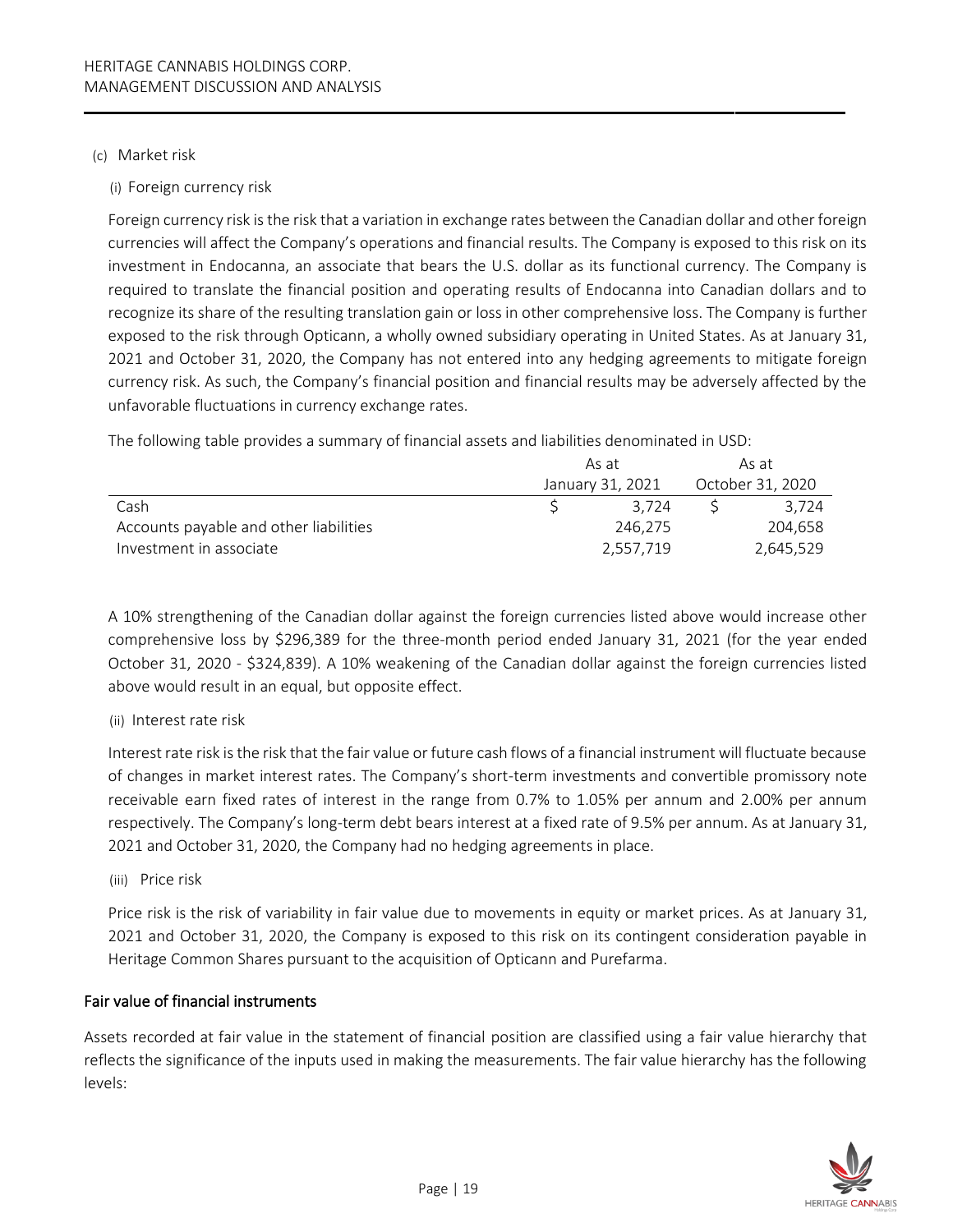(c) Market risk

(i) Foreign currency risk

Foreign currency risk is the risk that a variation in exchange rates between the Canadian dollar and other foreign currencies will affect the Company's operations and financial results. The Company is exposed to this risk on its investment in Endocanna, an associate that bears the U.S. dollar as its functional currency. The Company is required to translate the financial position and operating results of Endocanna into Canadian dollars and to recognize its share of the resulting translation gain or loss in other comprehensive loss. The Company is further exposed to the risk through Opticann, a wholly owned subsidiary operating in United States. As at January 31, 2021 and October 31, 2020, the Company has not entered into any hedging agreements to mitigate foreign currency risk. As such, the Company's financial position and financial results may be adversely affected by the unfavorable fluctuations in currency exchange rates.

The following table provides a summary of financial assets and liabilities denominated in USD:

| | As at January 31, 2021 | As at October 31, 2020 |
|---|---|---|
| Cash | $ 3,724 | $ 3,724 |
| Accounts payable and other liabilities | 246,275 | 204,658 |
| Investment in associate | 2,557,719 | 2,645,529 |

A 10% strengthening of the Canadian dollar against the foreign currencies listed above would increase other comprehensive loss by $296,389 for the three-month period ended January 31, 2021 (for the year ended October 31, 2020 - $324,839). A 10% weakening of the Canadian dollar against the foreign currencies listed above would result in an equal, but opposite effect.

(ii) Interest rate risk

Interest rate risk is the risk that the fair value or future cash flows of a financial instrument will fluctuate because of changes in market interest rates. The Company's short-term investments and convertible promissory note receivable earn fixed rates of interest in the range from 0.7% to 1.05% per annum and 2.00% per annum respectively. The Company's long-term debt bears interest at a fixed rate of 9.5% per annum. As at January 31, 2021 and October 31, 2020, the Company had no hedging agreements in place.

(iii) Price risk

Price risk is the risk of variability in fair value due to movements in equity or market prices. As at January 31, 2021 and October 31, 2020, the Company is exposed to this risk on its contingent consideration payable in Heritage Common Shares pursuant to the acquisition of Opticann and Purefarma.

## Fair value of financial instruments

Assets recorded at fair value in the statement of financial position are classified using a fair value hierarchy that reflects the significance of the inputs used in making the measurements. The fair value hierarchy has the following levels: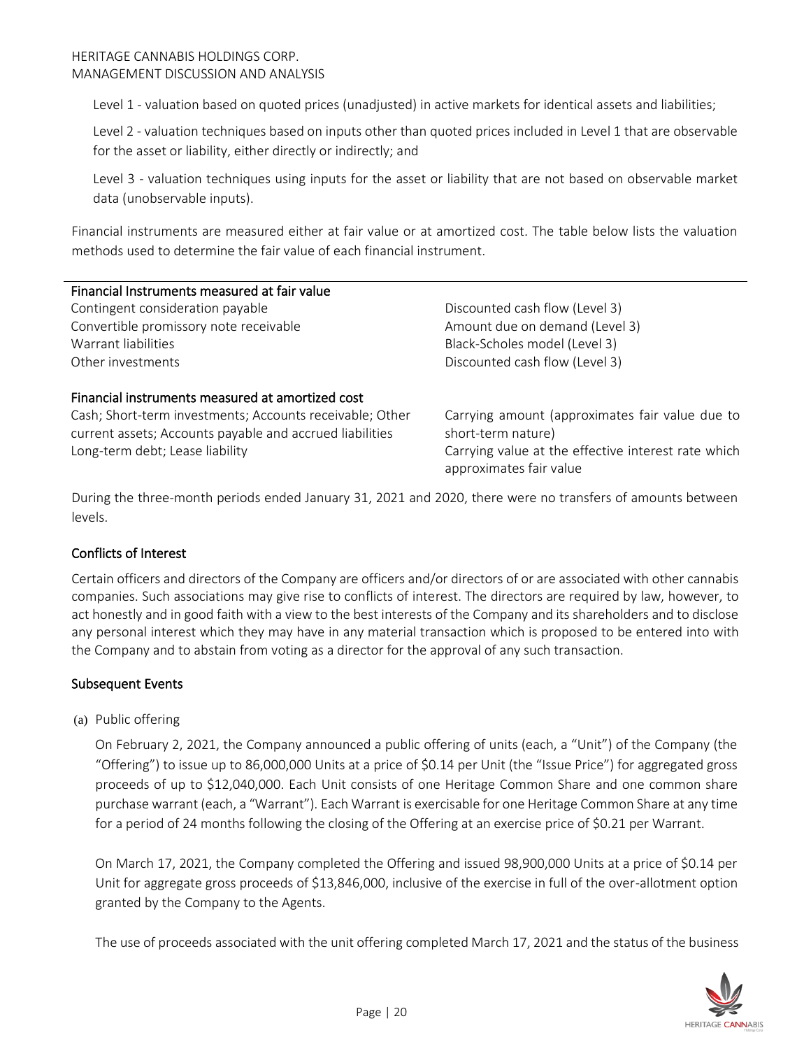Level 1 - valuation based on quoted prices (unadjusted) in active markets for identical assets and liabilities;

Level 2 - valuation techniques based on inputs other than quoted prices included in Level 1 that are observable for the asset or liability, either directly or indirectly; and

Level 3 - valuation techniques using inputs for the asset or liability that are not based on observable market data (unobservable inputs).

Financial instruments are measured either at fair value or at amortized cost. The table below lists the valuation methods used to determine the fair value of each financial instrument.

| Financial Instruments measured at fair value | |
|---|---|
| Contingent consideration payable | Discounted cash flow (Level 3) |
| Convertible promissory note receivable | Amount due on demand (Level 3) |
| Warrant liabilities | Black-Scholes model (Level 3) |
| Other investments | Discounted cash flow (Level 3) |
| **Financial instruments measured at amortized cost** | |
| Cash; Short-term investments; Accounts receivable; Other current assets; Accounts payable and accrued liabilities | Carrying amount (approximates fair value due to short-term nature) |
| Long-term debt; Lease liability | Carrying value at the effective interest rate which approximates fair value |

During the three-month periods ended January 31, 2021 and 2020, there were no transfers of amounts between levels.

## Conflicts of Interest

Certain officers and directors of the Company are officers and/or directors of or are associated with other cannabis companies. Such associations may give rise to conflicts of interest. The directors are required by law, however, to act honestly and in good faith with a view to the best interests of the Company and its shareholders and to disclose any personal interest which they may have in any material transaction which is proposed to be entered into with the Company and to abstain from voting as a director for the approval of any such transaction.

## Subsequent Events

(a) Public offering

On February 2, 2021, the Company announced a public offering of units (each, a "Unit") of the Company (the "Offering") to issue up to 86,000,000 Units at a price of $0.14 per Unit (the "Issue Price") for aggregated gross proceeds of up to $12,040,000. Each Unit consists of one Heritage Common Share and one common share purchase warrant (each, a "Warrant"). Each Warrant is exercisable for one Heritage Common Share at any time for a period of 24 months following the closing of the Offering at an exercise price of $0.21 per Warrant.

On March 17, 2021, the Company completed the Offering and issued 98,900,000 Units at a price of $0.14 per Unit for aggregate gross proceeds of $13,846,000, inclusive of the exercise in full of the over-allotment option granted by the Company to the Agents.

The use of proceeds associated with the unit offering completed March 17, 2021 and the status of the business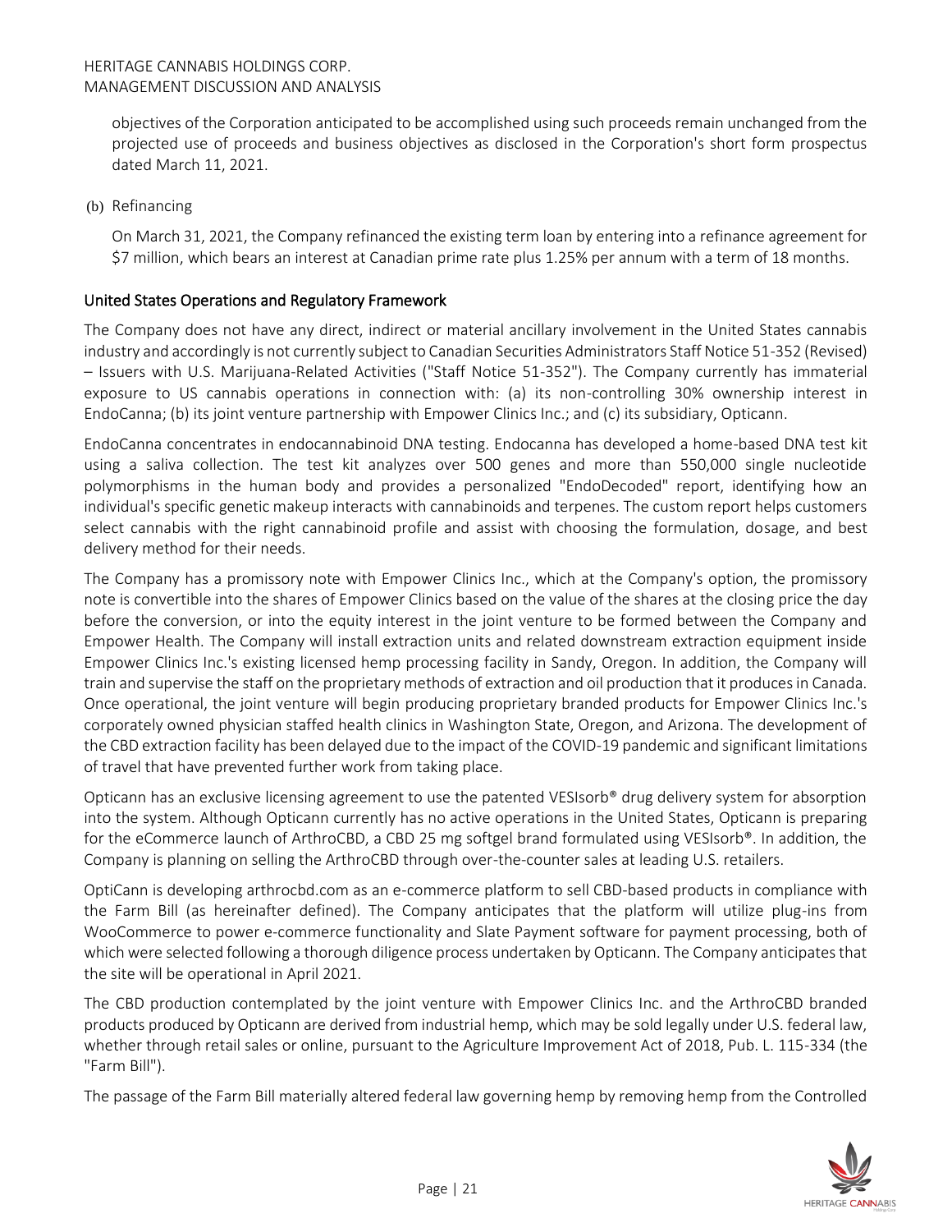objectives of the Corporation anticipated to be accomplished using such proceeds remain unchanged from the projected use of proceeds and business objectives as disclosed in the Corporation's short form prospectus dated March 11, 2021.

(b) Refinancing

On March 31, 2021, the Company refinanced the existing term loan by entering into a refinance agreement for $7 million, which bears an interest at Canadian prime rate plus 1.25% per annum with a term of 18 months.

## United States Operations and Regulatory Framework

The Company does not have any direct, indirect or material ancillary involvement in the United States cannabis industry and accordingly is not currently subject to Canadian Securities Administrators Staff Notice 51-352 (Revised) – Issuers with U.S. Marijuana-Related Activities ("Staff Notice 51-352"). The Company currently has immaterial exposure to US cannabis operations in connection with: (a) its non-controlling 30% ownership interest in EndoCanna; (b) its joint venture partnership with Empower Clinics Inc.; and (c) its subsidiary, Opticann.

EndoCanna concentrates in endocannabinoid DNA testing. Endocanna has developed a home-based DNA test kit using a saliva collection. The test kit analyzes over 500 genes and more than 550,000 single nucleotide polymorphisms in the human body and provides a personalized "EndoDecoded" report, identifying how an individual's specific genetic makeup interacts with cannabinoids and terpenes. The custom report helps customers select cannabis with the right cannabinoid profile and assist with choosing the formulation, dosage, and best delivery method for their needs.

The Company has a promissory note with Empower Clinics Inc., which at the Company's option, the promissory note is convertible into the shares of Empower Clinics based on the value of the shares at the closing price the day before the conversion, or into the equity interest in the joint venture to be formed between the Company and Empower Health. The Company will install extraction units and related downstream extraction equipment inside Empower Clinics Inc.'s existing licensed hemp processing facility in Sandy, Oregon. In addition, the Company will train and supervise the staff on the proprietary methods of extraction and oil production that it produces in Canada. Once operational, the joint venture will begin producing proprietary branded products for Empower Clinics Inc.'s corporately owned physician staffed health clinics in Washington State, Oregon, and Arizona. The development of the CBD extraction facility has been delayed due to the impact of the COVID-19 pandemic and significant limitations of travel that have prevented further work from taking place.

Opticann has an exclusive licensing agreement to use the patented VESIsorb® drug delivery system for absorption into the system. Although Opticann currently has no active operations in the United States, Opticann is preparing for the eCommerce launch of ArthroCBD, a CBD 25 mg softgel brand formulated using VESIsorb®. In addition, the Company is planning on selling the ArthroCBD through over-the-counter sales at leading U.S. retailers.

OptiCann is developing arthrocbd.com as an e-commerce platform to sell CBD-based products in compliance with the Farm Bill (as hereinafter defined). The Company anticipates that the platform will utilize plug-ins from WooCommerce to power e-commerce functionality and Slate Payment software for payment processing, both of which were selected following a thorough diligence process undertaken by Opticann. The Company anticipates that the site will be operational in April 2021.

The CBD production contemplated by the joint venture with Empower Clinics Inc. and the ArthroCBD branded products produced by Opticann are derived from industrial hemp, which may be sold legally under U.S. federal law, whether through retail sales or online, pursuant to the Agriculture Improvement Act of 2018, Pub. L. 115-334 (the "Farm Bill").

The passage of the Farm Bill materially altered federal law governing hemp by removing hemp from the Controlled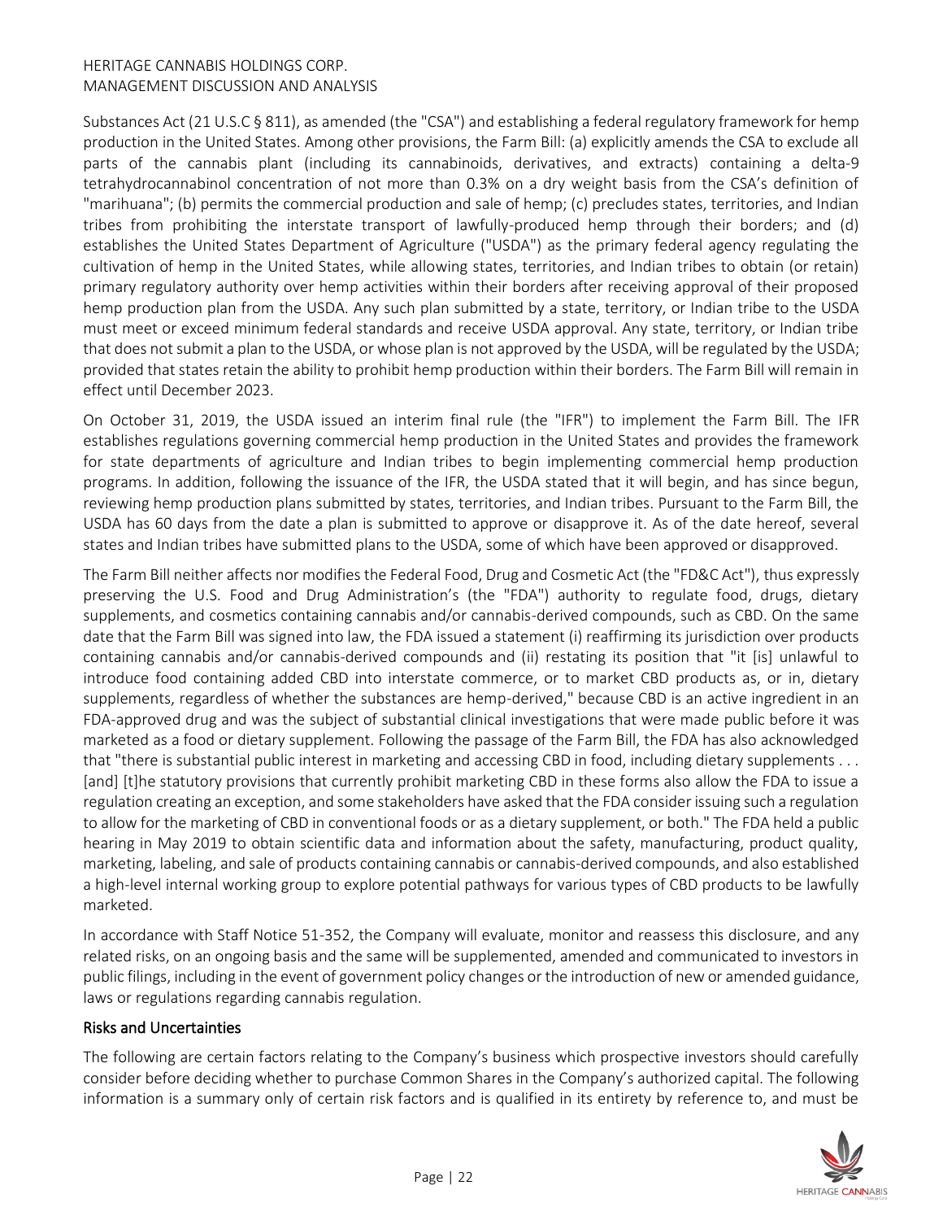Substances Act (21 U.S.C § 811), as amended (the "CSA") and establishing a federal regulatory framework for hemp production in the United States. Among other provisions, the Farm Bill: (a) explicitly amends the CSA to exclude all parts of the cannabis plant (including its cannabinoids, derivatives, and extracts) containing a delta-9 tetrahydrocannabinol concentration of not more than 0.3% on a dry weight basis from the CSA's definition of "marihuana"; (b) permits the commercial production and sale of hemp; (c) precludes states, territories, and Indian tribes from prohibiting the interstate transport of lawfully-produced hemp through their borders; and (d) establishes the United States Department of Agriculture ("USDA") as the primary federal agency regulating the cultivation of hemp in the United States, while allowing states, territories, and Indian tribes to obtain (or retain) primary regulatory authority over hemp activities within their borders after receiving approval of their proposed hemp production plan from the USDA. Any such plan submitted by a state, territory, or Indian tribe to the USDA must meet or exceed minimum federal standards and receive USDA approval. Any state, territory, or Indian tribe that does not submit a plan to the USDA, or whose plan is not approved by the USDA, will be regulated by the USDA; provided that states retain the ability to prohibit hemp production within their borders. The Farm Bill will remain in effect until December 2023.

On October 31, 2019, the USDA issued an interim final rule (the "IFR") to implement the Farm Bill. The IFR establishes regulations governing commercial hemp production in the United States and provides the framework for state departments of agriculture and Indian tribes to begin implementing commercial hemp production programs. In addition, following the issuance of the IFR, the USDA stated that it will begin, and has since begun, reviewing hemp production plans submitted by states, territories, and Indian tribes. Pursuant to the Farm Bill, the USDA has 60 days from the date a plan is submitted to approve or disapprove it. As of the date hereof, several states and Indian tribes have submitted plans to the USDA, some of which have been approved or disapproved.

The Farm Bill neither affects nor modifies the Federal Food, Drug and Cosmetic Act (the "FD&C Act"), thus expressly preserving the U.S. Food and Drug Administration's (the "FDA") authority to regulate food, drugs, dietary supplements, and cosmetics containing cannabis and/or cannabis-derived compounds, such as CBD. On the same date that the Farm Bill was signed into law, the FDA issued a statement (i) reaffirming its jurisdiction over products containing cannabis and/or cannabis-derived compounds and (ii) restating its position that "it [is] unlawful to introduce food containing added CBD into interstate commerce, or to market CBD products as, or in, dietary supplements, regardless of whether the substances are hemp-derived," because CBD is an active ingredient in an FDA-approved drug and was the subject of substantial clinical investigations that were made public before it was marketed as a food or dietary supplement. Following the passage of the Farm Bill, the FDA has also acknowledged that "there is substantial public interest in marketing and accessing CBD in food, including dietary supplements . . . [and] [t]he statutory provisions that currently prohibit marketing CBD in these forms also allow the FDA to issue a regulation creating an exception, and some stakeholders have asked that the FDA consider issuing such a regulation to allow for the marketing of CBD in conventional foods or as a dietary supplement, or both." The FDA held a public hearing in May 2019 to obtain scientific data and information about the safety, manufacturing, product quality, marketing, labeling, and sale of products containing cannabis or cannabis-derived compounds, and also established a high-level internal working group to explore potential pathways for various types of CBD products to be lawfully marketed.

In accordance with Staff Notice 51-352, the Company will evaluate, monitor and reassess this disclosure, and any related risks, on an ongoing basis and the same will be supplemented, amended and communicated to investors in public filings, including in the event of government policy changes or the introduction of new or amended guidance, laws or regulations regarding cannabis regulation.

## Risks and Uncertainties

The following are certain factors relating to the Company's business which prospective investors should carefully consider before deciding whether to purchase Common Shares in the Company's authorized capital. The following information is a summary only of certain risk factors and is qualified in its entirety by reference to, and must be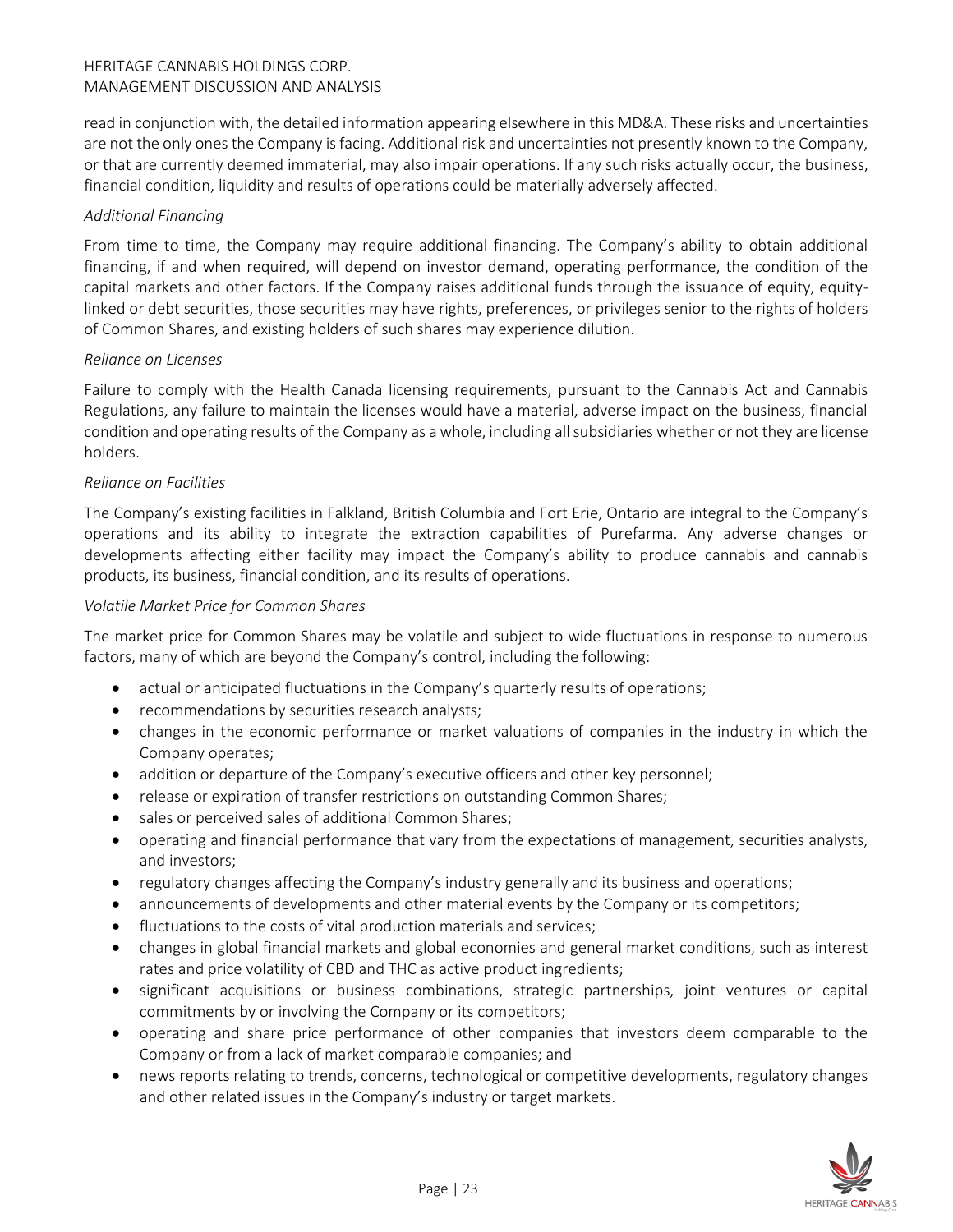read in conjunction with, the detailed information appearing elsewhere in this MD&A. These risks and uncertainties are not the only ones the Company is facing. Additional risk and uncertainties not presently known to the Company, or that are currently deemed immaterial, may also impair operations. If any such risks actually occur, the business, financial condition, liquidity and results of operations could be materially adversely affected.

*Additional Financing*

From time to time, the Company may require additional financing. The Company's ability to obtain additional financing, if and when required, will depend on investor demand, operating performance, the condition of the capital markets and other factors. If the Company raises additional funds through the issuance of equity, equity-linked or debt securities, those securities may have rights, preferences, or privileges senior to the rights of holders of Common Shares, and existing holders of such shares may experience dilution.

*Reliance on Licenses*

Failure to comply with the Health Canada licensing requirements, pursuant to the Cannabis Act and Cannabis Regulations, any failure to maintain the licenses would have a material, adverse impact on the business, financial condition and operating results of the Company as a whole, including all subsidiaries whether or not they are license holders.

*Reliance on Facilities*

The Company's existing facilities in Falkland, British Columbia and Fort Erie, Ontario are integral to the Company's operations and its ability to integrate the extraction capabilities of Purefarma. Any adverse changes or developments affecting either facility may impact the Company's ability to produce cannabis and cannabis products, its business, financial condition, and its results of operations.

*Volatile Market Price for Common Shares*

The market price for Common Shares may be volatile and subject to wide fluctuations in response to numerous factors, many of which are beyond the Company's control, including the following:

- actual or anticipated fluctuations in the Company's quarterly results of operations;
- recommendations by securities research analysts;
- changes in the economic performance or market valuations of companies in the industry in which the Company operates;
- addition or departure of the Company's executive officers and other key personnel;
- release or expiration of transfer restrictions on outstanding Common Shares;
- sales or perceived sales of additional Common Shares;
- operating and financial performance that vary from the expectations of management, securities analysts, and investors;
- regulatory changes affecting the Company's industry generally and its business and operations;
- announcements of developments and other material events by the Company or its competitors;
- fluctuations to the costs of vital production materials and services;
- changes in global financial markets and global economies and general market conditions, such as interest rates and price volatility of CBD and THC as active product ingredients;
- significant acquisitions or business combinations, strategic partnerships, joint ventures or capital commitments by or involving the Company or its competitors;
- operating and share price performance of other companies that investors deem comparable to the Company or from a lack of market comparable companies; and
- news reports relating to trends, concerns, technological or competitive developments, regulatory changes and other related issues in the Company's industry or target markets.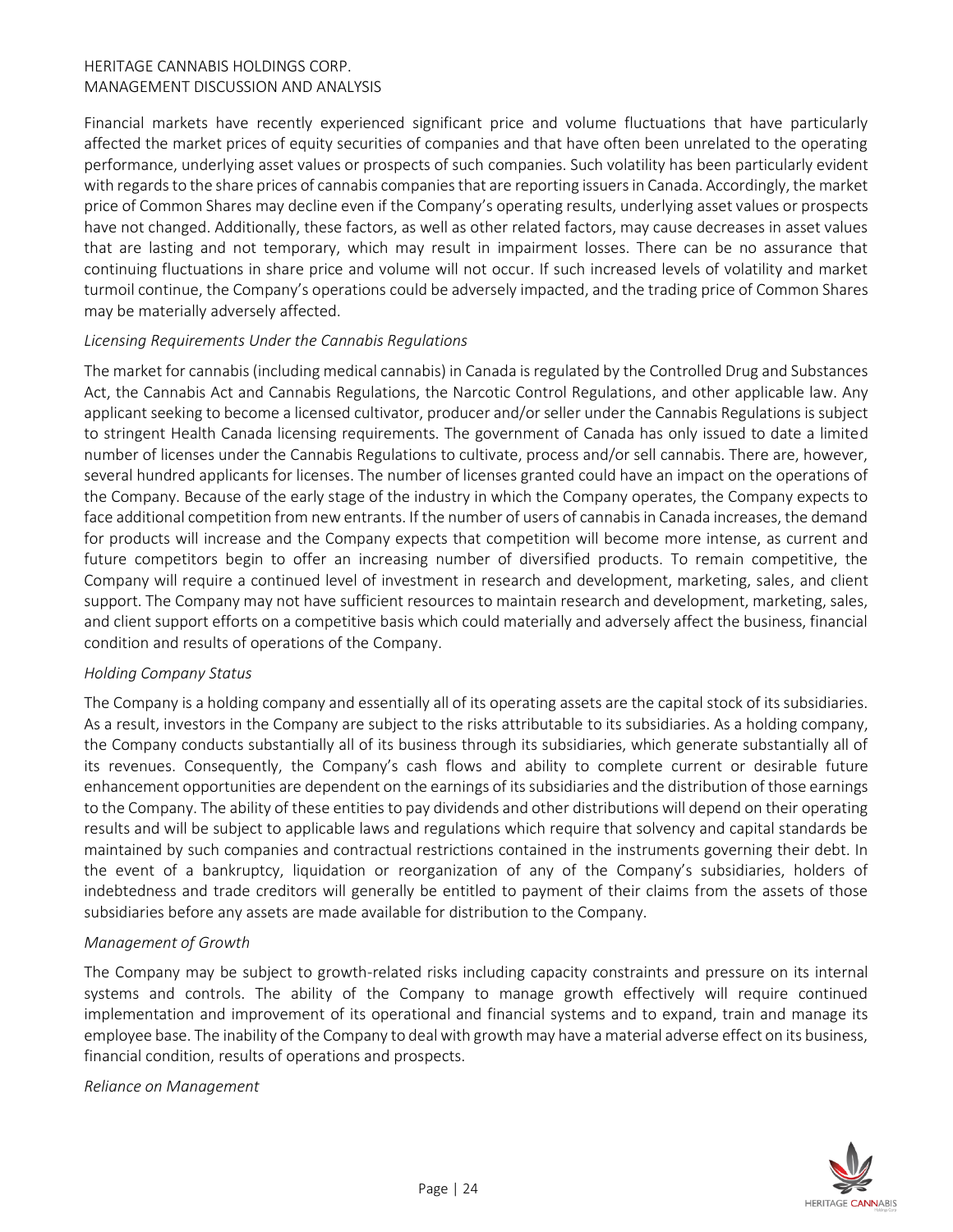Financial markets have recently experienced significant price and volume fluctuations that have particularly affected the market prices of equity securities of companies and that have often been unrelated to the operating performance, underlying asset values or prospects of such companies. Such volatility has been particularly evident with regards to the share prices of cannabis companies that are reporting issuers in Canada. Accordingly, the market price of Common Shares may decline even if the Company's operating results, underlying asset values or prospects have not changed. Additionally, these factors, as well as other related factors, may cause decreases in asset values that are lasting and not temporary, which may result in impairment losses. There can be no assurance that continuing fluctuations in share price and volume will not occur. If such increased levels of volatility and market turmoil continue, the Company's operations could be adversely impacted, and the trading price of Common Shares may be materially adversely affected.

*Licensing Requirements Under the Cannabis Regulations*

The market for cannabis (including medical cannabis) in Canada is regulated by the Controlled Drug and Substances Act, the Cannabis Act and Cannabis Regulations, the Narcotic Control Regulations, and other applicable law. Any applicant seeking to become a licensed cultivator, producer and/or seller under the Cannabis Regulations is subject to stringent Health Canada licensing requirements. The government of Canada has only issued to date a limited number of licenses under the Cannabis Regulations to cultivate, process and/or sell cannabis. There are, however, several hundred applicants for licenses. The number of licenses granted could have an impact on the operations of the Company. Because of the early stage of the industry in which the Company operates, the Company expects to face additional competition from new entrants. If the number of users of cannabis in Canada increases, the demand for products will increase and the Company expects that competition will become more intense, as current and future competitors begin to offer an increasing number of diversified products. To remain competitive, the Company will require a continued level of investment in research and development, marketing, sales, and client support. The Company may not have sufficient resources to maintain research and development, marketing, sales, and client support efforts on a competitive basis which could materially and adversely affect the business, financial condition and results of operations of the Company.

*Holding Company Status*

The Company is a holding company and essentially all of its operating assets are the capital stock of its subsidiaries. As a result, investors in the Company are subject to the risks attributable to its subsidiaries. As a holding company, the Company conducts substantially all of its business through its subsidiaries, which generate substantially all of its revenues. Consequently, the Company's cash flows and ability to complete current or desirable future enhancement opportunities are dependent on the earnings of its subsidiaries and the distribution of those earnings to the Company. The ability of these entities to pay dividends and other distributions will depend on their operating results and will be subject to applicable laws and regulations which require that solvency and capital standards be maintained by such companies and contractual restrictions contained in the instruments governing their debt. In the event of a bankruptcy, liquidation or reorganization of any of the Company's subsidiaries, holders of indebtedness and trade creditors will generally be entitled to payment of their claims from the assets of those subsidiaries before any assets are made available for distribution to the Company.

*Management of Growth*

The Company may be subject to growth-related risks including capacity constraints and pressure on its internal systems and controls. The ability of the Company to manage growth effectively will require continued implementation and improvement of its operational and financial systems and to expand, train and manage its employee base. The inability of the Company to deal with growth may have a material adverse effect on its business, financial condition, results of operations and prospects.

*Reliance on Management*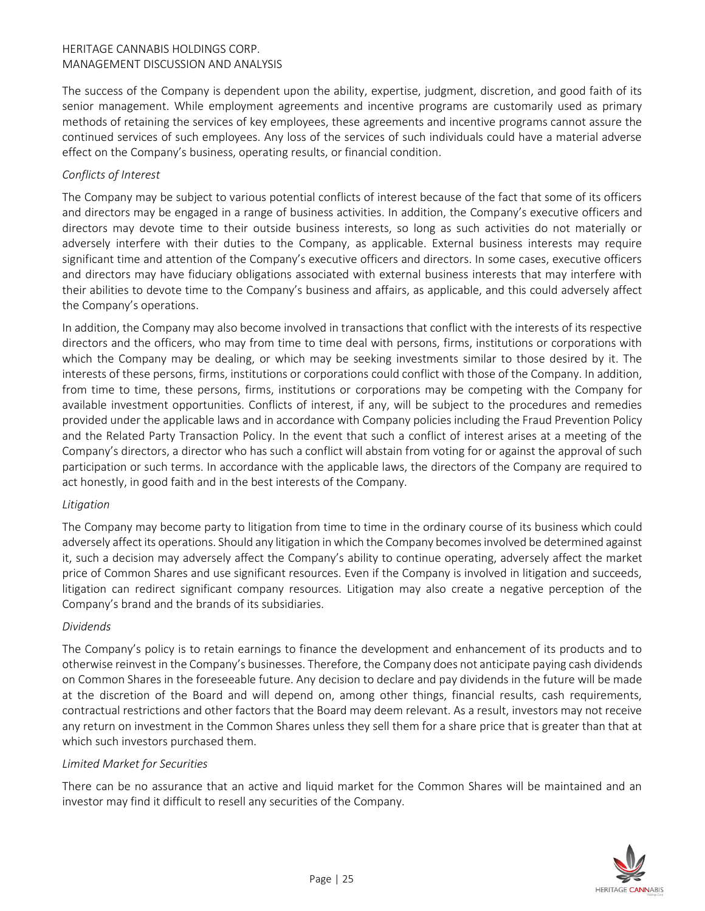The success of the Company is dependent upon the ability, expertise, judgment, discretion, and good faith of its senior management. While employment agreements and incentive programs are customarily used as primary methods of retaining the services of key employees, these agreements and incentive programs cannot assure the continued services of such employees. Any loss of the services of such individuals could have a material adverse effect on the Company's business, operating results, or financial condition.

*Conflicts of Interest*

The Company may be subject to various potential conflicts of interest because of the fact that some of its officers and directors may be engaged in a range of business activities. In addition, the Company's executive officers and directors may devote time to their outside business interests, so long as such activities do not materially or adversely interfere with their duties to the Company, as applicable. External business interests may require significant time and attention of the Company's executive officers and directors. In some cases, executive officers and directors may have fiduciary obligations associated with external business interests that may interfere with their abilities to devote time to the Company's business and affairs, as applicable, and this could adversely affect the Company's operations.

In addition, the Company may also become involved in transactions that conflict with the interests of its respective directors and the officers, who may from time to time deal with persons, firms, institutions or corporations with which the Company may be dealing, or which may be seeking investments similar to those desired by it. The interests of these persons, firms, institutions or corporations could conflict with those of the Company. In addition, from time to time, these persons, firms, institutions or corporations may be competing with the Company for available investment opportunities. Conflicts of interest, if any, will be subject to the procedures and remedies provided under the applicable laws and in accordance with Company policies including the Fraud Prevention Policy and the Related Party Transaction Policy. In the event that such a conflict of interest arises at a meeting of the Company's directors, a director who has such a conflict will abstain from voting for or against the approval of such participation or such terms. In accordance with the applicable laws, the directors of the Company are required to act honestly, in good faith and in the best interests of the Company.

*Litigation*

The Company may become party to litigation from time to time in the ordinary course of its business which could adversely affect its operations. Should any litigation in which the Company becomes involved be determined against it, such a decision may adversely affect the Company's ability to continue operating, adversely affect the market price of Common Shares and use significant resources. Even if the Company is involved in litigation and succeeds, litigation can redirect significant company resources. Litigation may also create a negative perception of the Company's brand and the brands of its subsidiaries.

*Dividends*

The Company's policy is to retain earnings to finance the development and enhancement of its products and to otherwise reinvest in the Company's businesses. Therefore, the Company does not anticipate paying cash dividends on Common Shares in the foreseeable future. Any decision to declare and pay dividends in the future will be made at the discretion of the Board and will depend on, among other things, financial results, cash requirements, contractual restrictions and other factors that the Board may deem relevant. As a result, investors may not receive any return on investment in the Common Shares unless they sell them for a share price that is greater than that at which such investors purchased them.

*Limited Market for Securities*

There can be no assurance that an active and liquid market for the Common Shares will be maintained and an investor may find it difficult to resell any securities of the Company.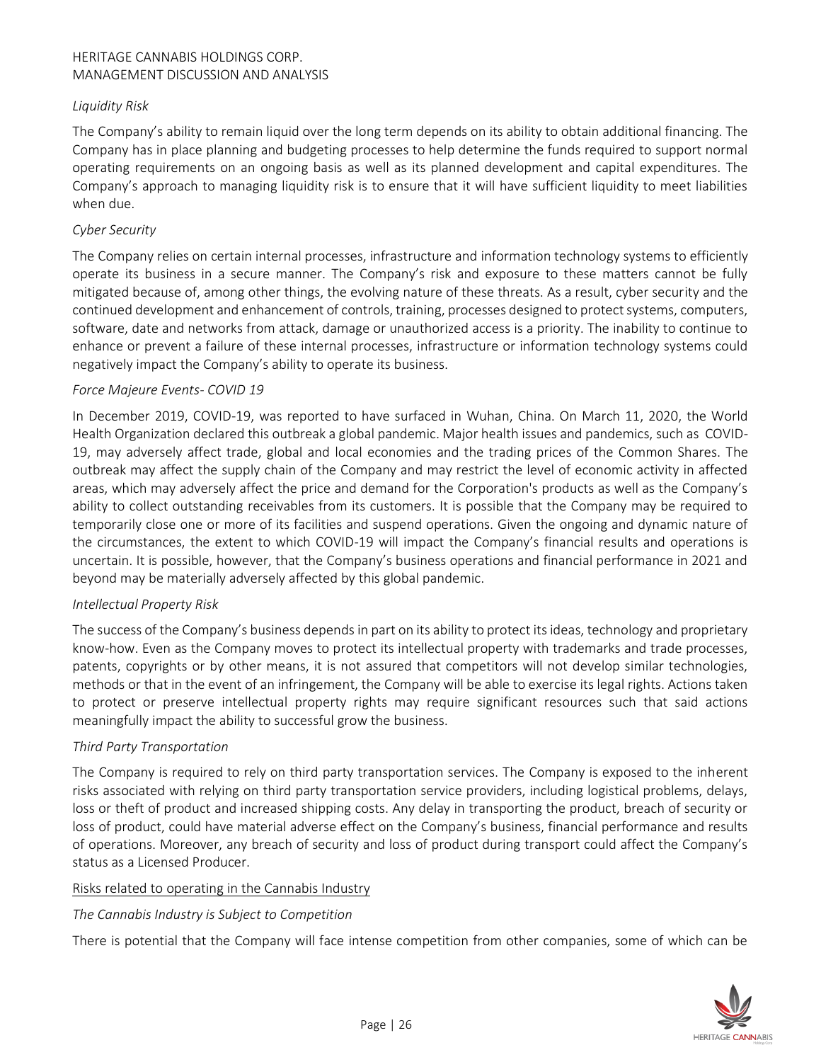*Liquidity Risk*

The Company's ability to remain liquid over the long term depends on its ability to obtain additional financing. The Company has in place planning and budgeting processes to help determine the funds required to support normal operating requirements on an ongoing basis as well as its planned development and capital expenditures. The Company's approach to managing liquidity risk is to ensure that it will have sufficient liquidity to meet liabilities when due.

*Cyber Security*

The Company relies on certain internal processes, infrastructure and information technology systems to efficiently operate its business in a secure manner. The Company's risk and exposure to these matters cannot be fully mitigated because of, among other things, the evolving nature of these threats. As a result, cyber security and the continued development and enhancement of controls, training, processes designed to protect systems, computers, software, date and networks from attack, damage or unauthorized access is a priority. The inability to continue to enhance or prevent a failure of these internal processes, infrastructure or information technology systems could negatively impact the Company's ability to operate its business.

*Force Majeure Events- COVID 19*

In December 2019, COVID-19, was reported to have surfaced in Wuhan, China. On March 11, 2020, the World Health Organization declared this outbreak a global pandemic. Major health issues and pandemics, such as COVID-19, may adversely affect trade, global and local economies and the trading prices of the Common Shares. The outbreak may affect the supply chain of the Company and may restrict the level of economic activity in affected areas, which may adversely affect the price and demand for the Corporation's products as well as the Company's ability to collect outstanding receivables from its customers. It is possible that the Company may be required to temporarily close one or more of its facilities and suspend operations. Given the ongoing and dynamic nature of the circumstances, the extent to which COVID-19 will impact the Company's financial results and operations is uncertain. It is possible, however, that the Company's business operations and financial performance in 2021 and beyond may be materially adversely affected by this global pandemic.

*Intellectual Property Risk*

The success of the Company's business depends in part on its ability to protect its ideas, technology and proprietary know-how. Even as the Company moves to protect its intellectual property with trademarks and trade processes, patents, copyrights or by other means, it is not assured that competitors will not develop similar technologies, methods or that in the event of an infringement, the Company will be able to exercise its legal rights. Actions taken to protect or preserve intellectual property rights may require significant resources such that said actions meaningfully impact the ability to successful grow the business.

*Third Party Transportation*

The Company is required to rely on third party transportation services. The Company is exposed to the inherent risks associated with relying on third party transportation service providers, including logistical problems, delays, loss or theft of product and increased shipping costs. Any delay in transporting the product, breach of security or loss of product, could have material adverse effect on the Company's business, financial performance and results of operations. Moreover, any breach of security and loss of product during transport could affect the Company's status as a Licensed Producer.

<u>Risks related to operating in the Cannabis Industry</u>

*The Cannabis Industry is Subject to Competition*

There is potential that the Company will face intense competition from other companies, some of which can be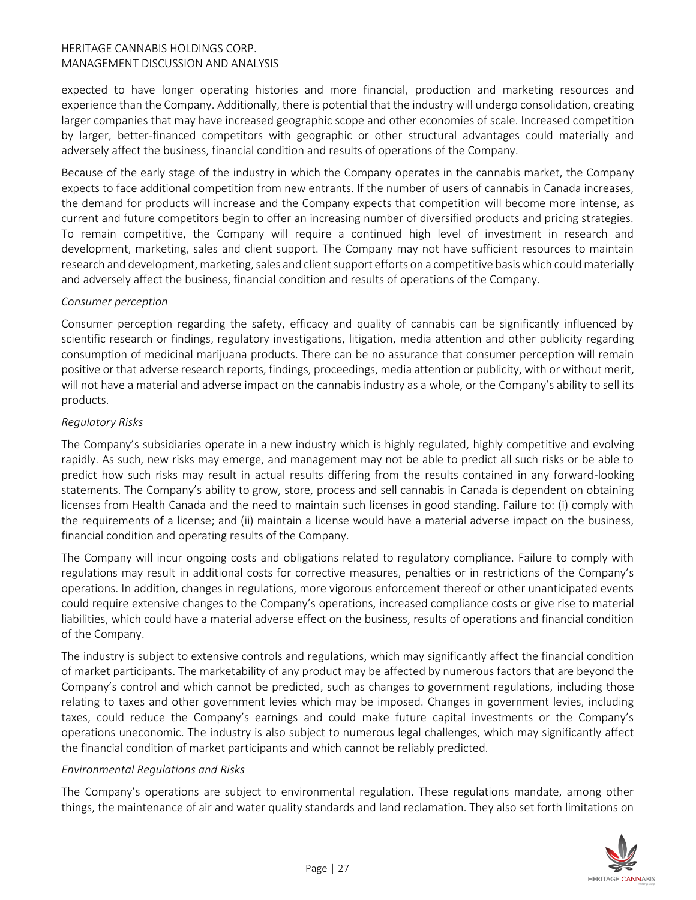expected to have longer operating histories and more financial, production and marketing resources and experience than the Company. Additionally, there is potential that the industry will undergo consolidation, creating larger companies that may have increased geographic scope and other economies of scale. Increased competition by larger, better-financed competitors with geographic or other structural advantages could materially and adversely affect the business, financial condition and results of operations of the Company.

Because of the early stage of the industry in which the Company operates in the cannabis market, the Company expects to face additional competition from new entrants. If the number of users of cannabis in Canada increases, the demand for products will increase and the Company expects that competition will become more intense, as current and future competitors begin to offer an increasing number of diversified products and pricing strategies. To remain competitive, the Company will require a continued high level of investment in research and development, marketing, sales and client support. The Company may not have sufficient resources to maintain research and development, marketing, sales and client support efforts on a competitive basis which could materially and adversely affect the business, financial condition and results of operations of the Company.

*Consumer perception*

Consumer perception regarding the safety, efficacy and quality of cannabis can be significantly influenced by scientific research or findings, regulatory investigations, litigation, media attention and other publicity regarding consumption of medicinal marijuana products. There can be no assurance that consumer perception will remain positive or that adverse research reports, findings, proceedings, media attention or publicity, with or without merit, will not have a material and adverse impact on the cannabis industry as a whole, or the Company's ability to sell its products.

*Regulatory Risks*

The Company's subsidiaries operate in a new industry which is highly regulated, highly competitive and evolving rapidly. As such, new risks may emerge, and management may not be able to predict all such risks or be able to predict how such risks may result in actual results differing from the results contained in any forward-looking statements. The Company's ability to grow, store, process and sell cannabis in Canada is dependent on obtaining licenses from Health Canada and the need to maintain such licenses in good standing. Failure to: (i) comply with the requirements of a license; and (ii) maintain a license would have a material adverse impact on the business, financial condition and operating results of the Company.

The Company will incur ongoing costs and obligations related to regulatory compliance. Failure to comply with regulations may result in additional costs for corrective measures, penalties or in restrictions of the Company's operations. In addition, changes in regulations, more vigorous enforcement thereof or other unanticipated events could require extensive changes to the Company's operations, increased compliance costs or give rise to material liabilities, which could have a material adverse effect on the business, results of operations and financial condition of the Company.

The industry is subject to extensive controls and regulations, which may significantly affect the financial condition of market participants. The marketability of any product may be affected by numerous factors that are beyond the Company's control and which cannot be predicted, such as changes to government regulations, including those relating to taxes and other government levies which may be imposed. Changes in government levies, including taxes, could reduce the Company's earnings and could make future capital investments or the Company's operations uneconomic. The industry is also subject to numerous legal challenges, which may significantly affect the financial condition of market participants and which cannot be reliably predicted.

*Environmental Regulations and Risks*

The Company's operations are subject to environmental regulation. These regulations mandate, among other things, the maintenance of air and water quality standards and land reclamation. They also set forth limitations on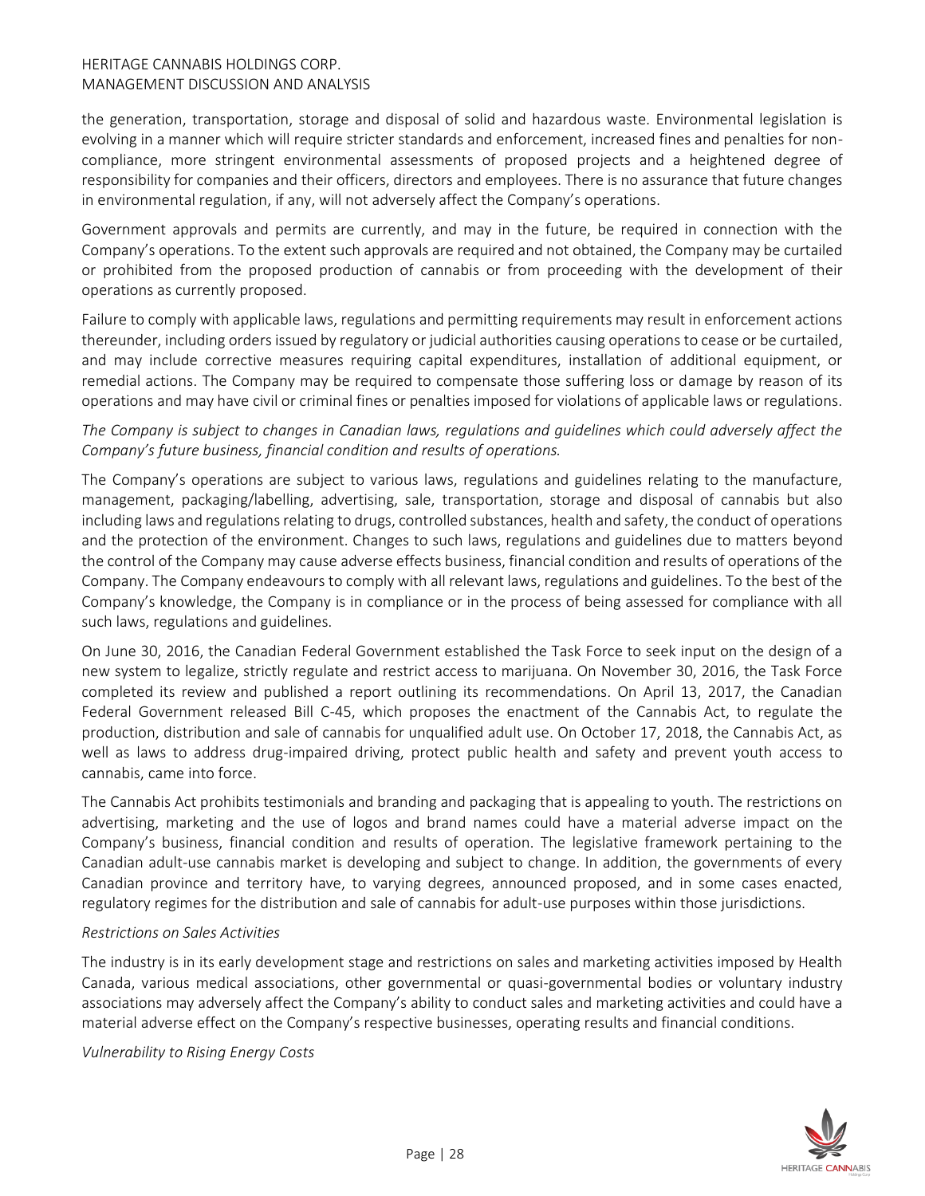the generation, transportation, storage and disposal of solid and hazardous waste. Environmental legislation is evolving in a manner which will require stricter standards and enforcement, increased fines and penalties for non-compliance, more stringent environmental assessments of proposed projects and a heightened degree of responsibility for companies and their officers, directors and employees. There is no assurance that future changes in environmental regulation, if any, will not adversely affect the Company's operations.

Government approvals and permits are currently, and may in the future, be required in connection with the Company's operations. To the extent such approvals are required and not obtained, the Company may be curtailed or prohibited from the proposed production of cannabis or from proceeding with the development of their operations as currently proposed.

Failure to comply with applicable laws, regulations and permitting requirements may result in enforcement actions thereunder, including orders issued by regulatory or judicial authorities causing operations to cease or be curtailed, and may include corrective measures requiring capital expenditures, installation of additional equipment, or remedial actions. The Company may be required to compensate those suffering loss or damage by reason of its operations and may have civil or criminal fines or penalties imposed for violations of applicable laws or regulations.

*The Company is subject to changes in Canadian laws, regulations and guidelines which could adversely affect the Company's future business, financial condition and results of operations.*

The Company's operations are subject to various laws, regulations and guidelines relating to the manufacture, management, packaging/labelling, advertising, sale, transportation, storage and disposal of cannabis but also including laws and regulations relating to drugs, controlled substances, health and safety, the conduct of operations and the protection of the environment. Changes to such laws, regulations and guidelines due to matters beyond the control of the Company may cause adverse effects business, financial condition and results of operations of the Company. The Company endeavours to comply with all relevant laws, regulations and guidelines. To the best of the Company's knowledge, the Company is in compliance or in the process of being assessed for compliance with all such laws, regulations and guidelines.

On June 30, 2016, the Canadian Federal Government established the Task Force to seek input on the design of a new system to legalize, strictly regulate and restrict access to marijuana. On November 30, 2016, the Task Force completed its review and published a report outlining its recommendations. On April 13, 2017, the Canadian Federal Government released Bill C-45, which proposes the enactment of the Cannabis Act, to regulate the production, distribution and sale of cannabis for unqualified adult use. On October 17, 2018, the Cannabis Act, as well as laws to address drug-impaired driving, protect public health and safety and prevent youth access to cannabis, came into force.

The Cannabis Act prohibits testimonials and branding and packaging that is appealing to youth. The restrictions on advertising, marketing and the use of logos and brand names could have a material adverse impact on the Company's business, financial condition and results of operation. The legislative framework pertaining to the Canadian adult-use cannabis market is developing and subject to change. In addition, the governments of every Canadian province and territory have, to varying degrees, announced proposed, and in some cases enacted, regulatory regimes for the distribution and sale of cannabis for adult-use purposes within those jurisdictions.

*Restrictions on Sales Activities*

The industry is in its early development stage and restrictions on sales and marketing activities imposed by Health Canada, various medical associations, other governmental or quasi-governmental bodies or voluntary industry associations may adversely affect the Company's ability to conduct sales and marketing activities and could have a material adverse effect on the Company's respective businesses, operating results and financial conditions.

*Vulnerability to Rising Energy Costs*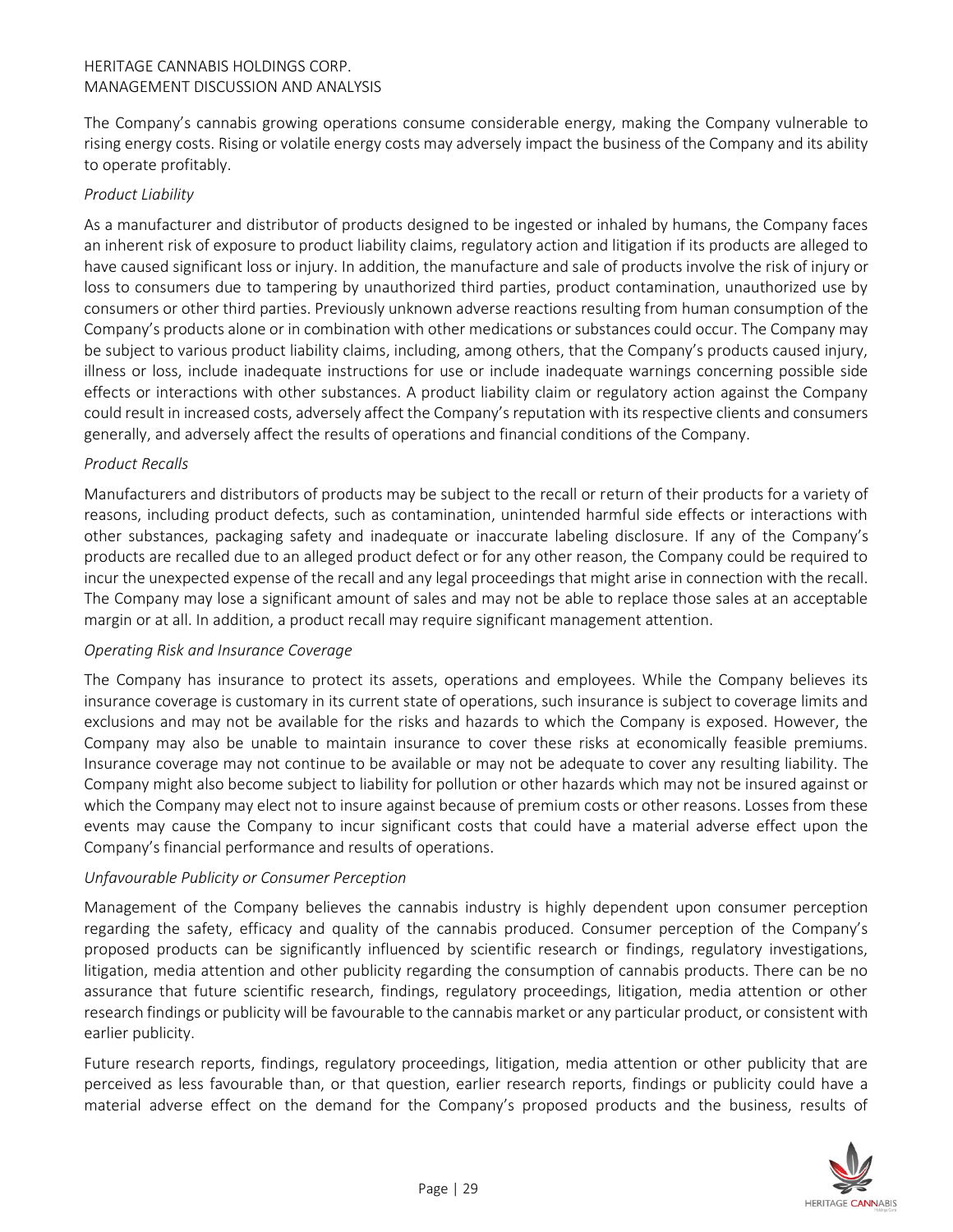The Company's cannabis growing operations consume considerable energy, making the Company vulnerable to rising energy costs. Rising or volatile energy costs may adversely impact the business of the Company and its ability to operate profitably.

*Product Liability*

As a manufacturer and distributor of products designed to be ingested or inhaled by humans, the Company faces an inherent risk of exposure to product liability claims, regulatory action and litigation if its products are alleged to have caused significant loss or injury. In addition, the manufacture and sale of products involve the risk of injury or loss to consumers due to tampering by unauthorized third parties, product contamination, unauthorized use by consumers or other third parties. Previously unknown adverse reactions resulting from human consumption of the Company's products alone or in combination with other medications or substances could occur. The Company may be subject to various product liability claims, including, among others, that the Company's products caused injury, illness or loss, include inadequate instructions for use or include inadequate warnings concerning possible side effects or interactions with other substances. A product liability claim or regulatory action against the Company could result in increased costs, adversely affect the Company's reputation with its respective clients and consumers generally, and adversely affect the results of operations and financial conditions of the Company.

*Product Recalls*

Manufacturers and distributors of products may be subject to the recall or return of their products for a variety of reasons, including product defects, such as contamination, unintended harmful side effects or interactions with other substances, packaging safety and inadequate or inaccurate labeling disclosure. If any of the Company's products are recalled due to an alleged product defect or for any other reason, the Company could be required to incur the unexpected expense of the recall and any legal proceedings that might arise in connection with the recall. The Company may lose a significant amount of sales and may not be able to replace those sales at an acceptable margin or at all. In addition, a product recall may require significant management attention.

*Operating Risk and Insurance Coverage*

The Company has insurance to protect its assets, operations and employees. While the Company believes its insurance coverage is customary in its current state of operations, such insurance is subject to coverage limits and exclusions and may not be available for the risks and hazards to which the Company is exposed. However, the Company may also be unable to maintain insurance to cover these risks at economically feasible premiums. Insurance coverage may not continue to be available or may not be adequate to cover any resulting liability. The Company might also become subject to liability for pollution or other hazards which may not be insured against or which the Company may elect not to insure against because of premium costs or other reasons. Losses from these events may cause the Company to incur significant costs that could have a material adverse effect upon the Company's financial performance and results of operations.

*Unfavourable Publicity or Consumer Perception*

Management of the Company believes the cannabis industry is highly dependent upon consumer perception regarding the safety, efficacy and quality of the cannabis produced. Consumer perception of the Company's proposed products can be significantly influenced by scientific research or findings, regulatory investigations, litigation, media attention and other publicity regarding the consumption of cannabis products. There can be no assurance that future scientific research, findings, regulatory proceedings, litigation, media attention or other research findings or publicity will be favourable to the cannabis market or any particular product, or consistent with earlier publicity.

Future research reports, findings, regulatory proceedings, litigation, media attention or other publicity that are perceived as less favourable than, or that question, earlier research reports, findings or publicity could have a material adverse effect on the demand for the Company's proposed products and the business, results of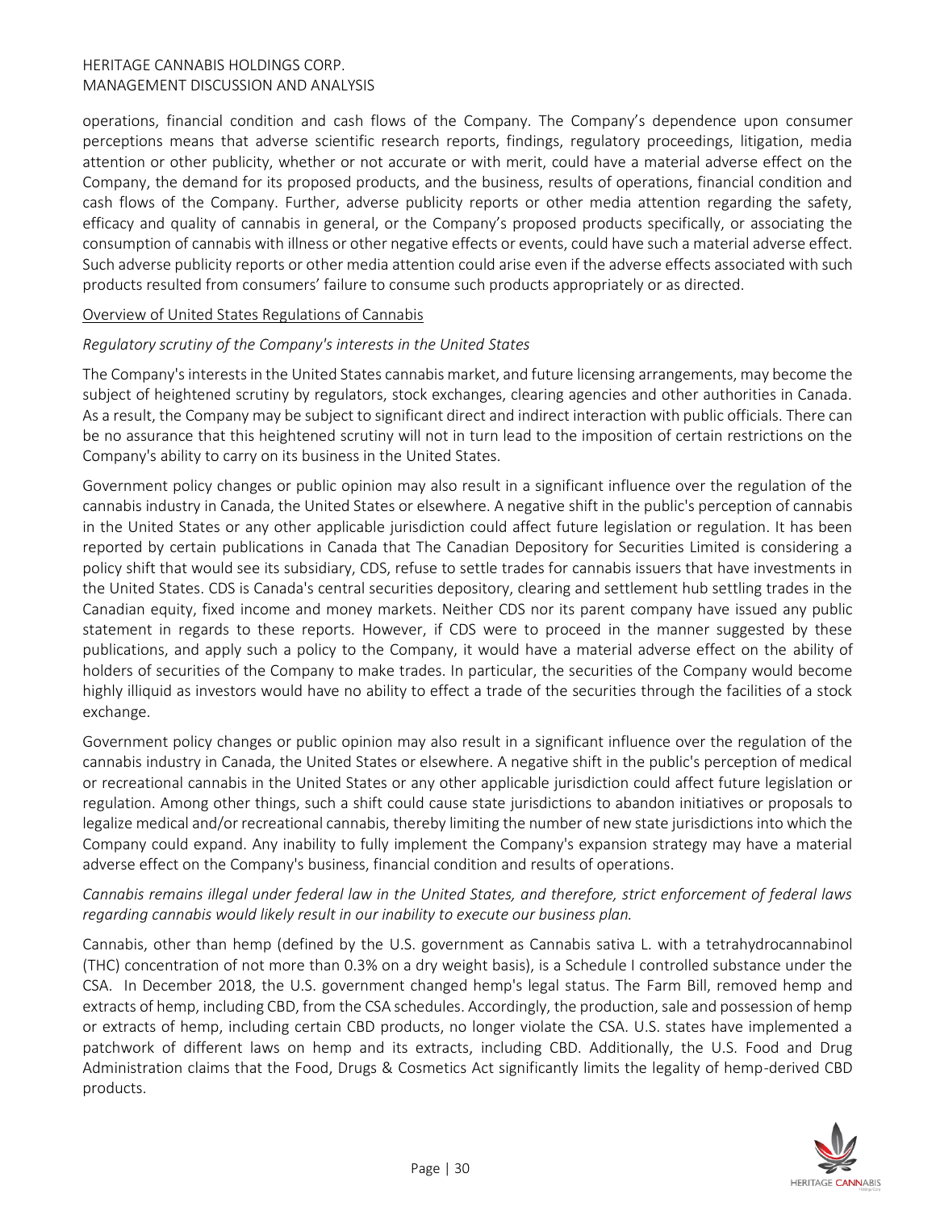operations, financial condition and cash flows of the Company. The Company's dependence upon consumer perceptions means that adverse scientific research reports, findings, regulatory proceedings, litigation, media attention or other publicity, whether or not accurate or with merit, could have a material adverse effect on the Company, the demand for its proposed products, and the business, results of operations, financial condition and cash flows of the Company. Further, adverse publicity reports or other media attention regarding the safety, efficacy and quality of cannabis in general, or the Company's proposed products specifically, or associating the consumption of cannabis with illness or other negative effects or events, could have such a material adverse effect. Such adverse publicity reports or other media attention could arise even if the adverse effects associated with such products resulted from consumers' failure to consume such products appropriately or as directed.

Overview of United States Regulations of Cannabis

*Regulatory scrutiny of the Company's interests in the United States*

The Company's interests in the United States cannabis market, and future licensing arrangements, may become the subject of heightened scrutiny by regulators, stock exchanges, clearing agencies and other authorities in Canada. As a result, the Company may be subject to significant direct and indirect interaction with public officials. There can be no assurance that this heightened scrutiny will not in turn lead to the imposition of certain restrictions on the Company's ability to carry on its business in the United States.

Government policy changes or public opinion may also result in a significant influence over the regulation of the cannabis industry in Canada, the United States or elsewhere. A negative shift in the public's perception of cannabis in the United States or any other applicable jurisdiction could affect future legislation or regulation. It has been reported by certain publications in Canada that The Canadian Depository for Securities Limited is considering a policy shift that would see its subsidiary, CDS, refuse to settle trades for cannabis issuers that have investments in the United States. CDS is Canada's central securities depository, clearing and settlement hub settling trades in the Canadian equity, fixed income and money markets. Neither CDS nor its parent company have issued any public statement in regards to these reports. However, if CDS were to proceed in the manner suggested by these publications, and apply such a policy to the Company, it would have a material adverse effect on the ability of holders of securities of the Company to make trades. In particular, the securities of the Company would become highly illiquid as investors would have no ability to effect a trade of the securities through the facilities of a stock exchange.

Government policy changes or public opinion may also result in a significant influence over the regulation of the cannabis industry in Canada, the United States or elsewhere. A negative shift in the public's perception of medical or recreational cannabis in the United States or any other applicable jurisdiction could affect future legislation or regulation. Among other things, such a shift could cause state jurisdictions to abandon initiatives or proposals to legalize medical and/or recreational cannabis, thereby limiting the number of new state jurisdictions into which the Company could expand. Any inability to fully implement the Company's expansion strategy may have a material adverse effect on the Company's business, financial condition and results of operations.

*Cannabis remains illegal under federal law in the United States, and therefore, strict enforcement of federal laws regarding cannabis would likely result in our inability to execute our business plan.*

Cannabis, other than hemp (defined by the U.S. government as Cannabis sativa L. with a tetrahydrocannabinol (THC) concentration of not more than 0.3% on a dry weight basis), is a Schedule I controlled substance under the CSA. In December 2018, the U.S. government changed hemp's legal status. The Farm Bill, removed hemp and extracts of hemp, including CBD, from the CSA schedules. Accordingly, the production, sale and possession of hemp or extracts of hemp, including certain CBD products, no longer violate the CSA. U.S. states have implemented a patchwork of different laws on hemp and its extracts, including CBD. Additionally, the U.S. Food and Drug Administration claims that the Food, Drugs & Cosmetics Act significantly limits the legality of hemp-derived CBD products.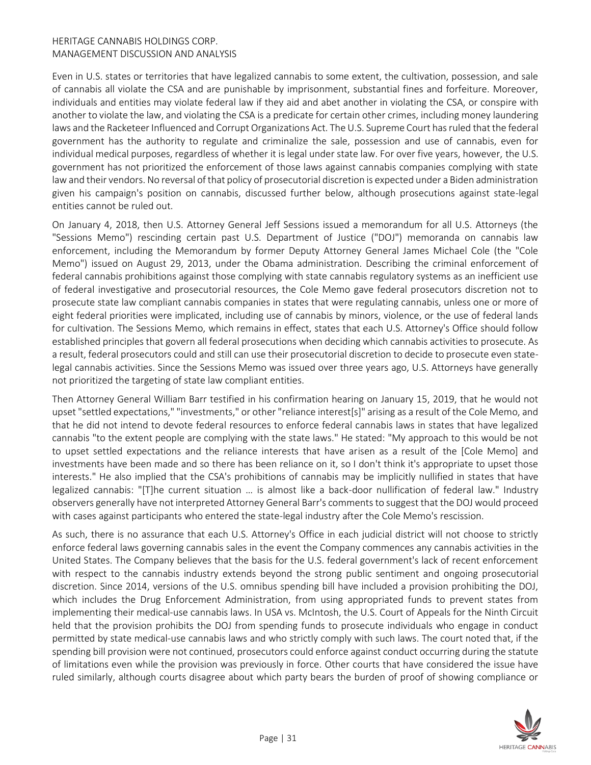Even in U.S. states or territories that have legalized cannabis to some extent, the cultivation, possession, and sale of cannabis all violate the CSA and are punishable by imprisonment, substantial fines and forfeiture. Moreover, individuals and entities may violate federal law if they aid and abet another in violating the CSA, or conspire with another to violate the law, and violating the CSA is a predicate for certain other crimes, including money laundering laws and the Racketeer Influenced and Corrupt Organizations Act. The U.S. Supreme Court has ruled that the federal government has the authority to regulate and criminalize the sale, possession and use of cannabis, even for individual medical purposes, regardless of whether it is legal under state law. For over five years, however, the U.S. government has not prioritized the enforcement of those laws against cannabis companies complying with state law and their vendors. No reversal of that policy of prosecutorial discretion is expected under a Biden administration given his campaign's position on cannabis, discussed further below, although prosecutions against state-legal entities cannot be ruled out.

On January 4, 2018, then U.S. Attorney General Jeff Sessions issued a memorandum for all U.S. Attorneys (the "Sessions Memo") rescinding certain past U.S. Department of Justice ("DOJ") memoranda on cannabis law enforcement, including the Memorandum by former Deputy Attorney General James Michael Cole (the "Cole Memo") issued on August 29, 2013, under the Obama administration. Describing the criminal enforcement of federal cannabis prohibitions against those complying with state cannabis regulatory systems as an inefficient use of federal investigative and prosecutorial resources, the Cole Memo gave federal prosecutors discretion not to prosecute state law compliant cannabis companies in states that were regulating cannabis, unless one or more of eight federal priorities were implicated, including use of cannabis by minors, violence, or the use of federal lands for cultivation. The Sessions Memo, which remains in effect, states that each U.S. Attorney's Office should follow established principles that govern all federal prosecutions when deciding which cannabis activities to prosecute. As a result, federal prosecutors could and still can use their prosecutorial discretion to decide to prosecute even state-legal cannabis activities. Since the Sessions Memo was issued over three years ago, U.S. Attorneys have generally not prioritized the targeting of state law compliant entities.

Then Attorney General William Barr testified in his confirmation hearing on January 15, 2019, that he would not upset "settled expectations," "investments," or other "reliance interest[s]" arising as a result of the Cole Memo, and that he did not intend to devote federal resources to enforce federal cannabis laws in states that have legalized cannabis "to the extent people are complying with the state laws." He stated: "My approach to this would be not to upset settled expectations and the reliance interests that have arisen as a result of the [Cole Memo] and investments have been made and so there has been reliance on it, so I don't think it's appropriate to upset those interests." He also implied that the CSA's prohibitions of cannabis may be implicitly nullified in states that have legalized cannabis: "[T]he current situation … is almost like a back-door nullification of federal law." Industry observers generally have not interpreted Attorney General Barr's comments to suggest that the DOJ would proceed with cases against participants who entered the state-legal industry after the Cole Memo's rescission.

As such, there is no assurance that each U.S. Attorney's Office in each judicial district will not choose to strictly enforce federal laws governing cannabis sales in the event the Company commences any cannabis activities in the United States. The Company believes that the basis for the U.S. federal government's lack of recent enforcement with respect to the cannabis industry extends beyond the strong public sentiment and ongoing prosecutorial discretion. Since 2014, versions of the U.S. omnibus spending bill have included a provision prohibiting the DOJ, which includes the Drug Enforcement Administration, from using appropriated funds to prevent states from implementing their medical-use cannabis laws. In USA vs. McIntosh, the U.S. Court of Appeals for the Ninth Circuit held that the provision prohibits the DOJ from spending funds to prosecute individuals who engage in conduct permitted by state medical-use cannabis laws and who strictly comply with such laws. The court noted that, if the spending bill provision were not continued, prosecutors could enforce against conduct occurring during the statute of limitations even while the provision was previously in force. Other courts that have considered the issue have ruled similarly, although courts disagree about which party bears the burden of proof of showing compliance or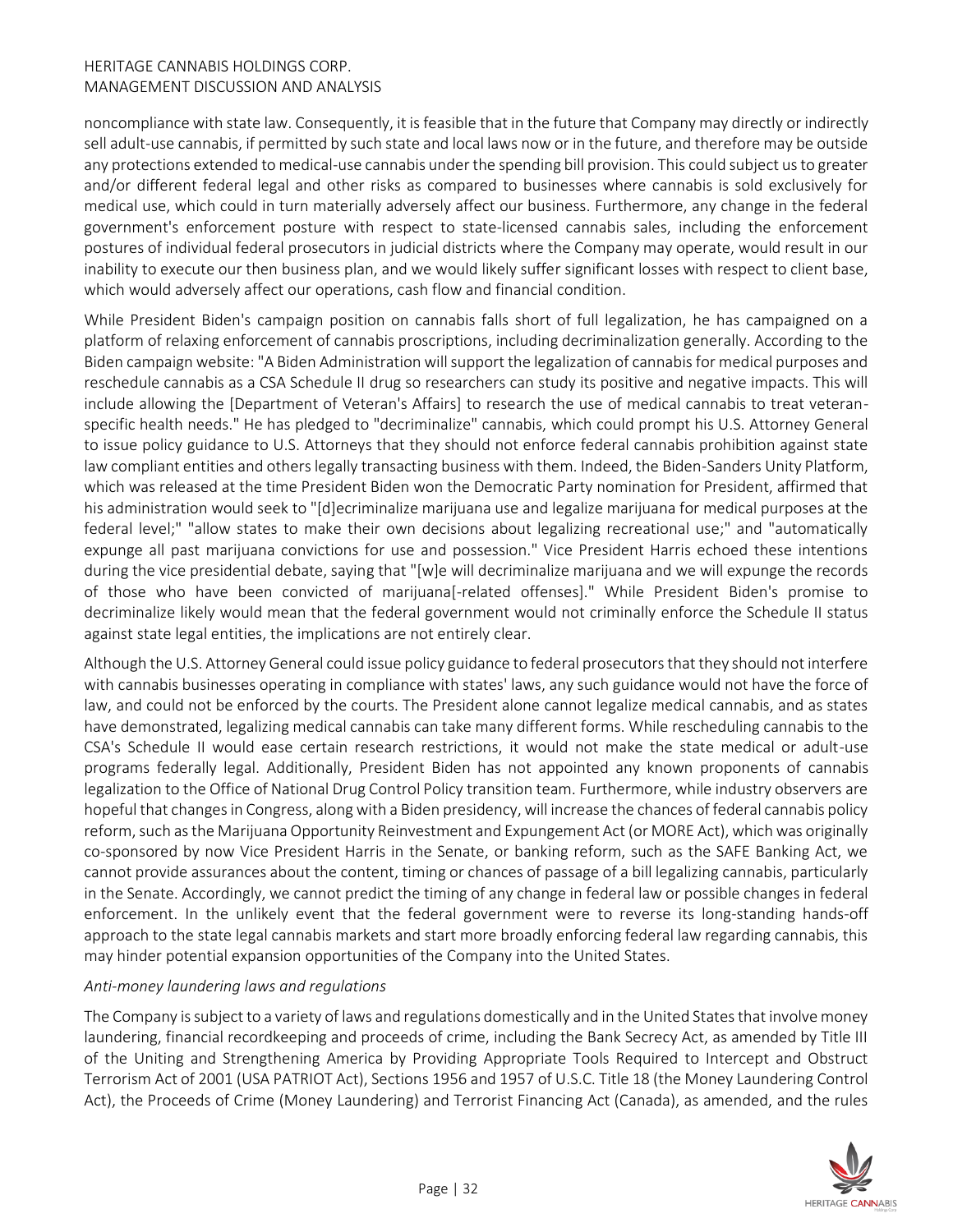noncompliance with state law. Consequently, it is feasible that in the future that Company may directly or indirectly sell adult-use cannabis, if permitted by such state and local laws now or in the future, and therefore may be outside any protections extended to medical-use cannabis under the spending bill provision. This could subject us to greater and/or different federal legal and other risks as compared to businesses where cannabis is sold exclusively for medical use, which could in turn materially adversely affect our business. Furthermore, any change in the federal government's enforcement posture with respect to state-licensed cannabis sales, including the enforcement postures of individual federal prosecutors in judicial districts where the Company may operate, would result in our inability to execute our then business plan, and we would likely suffer significant losses with respect to client base, which would adversely affect our operations, cash flow and financial condition.

While President Biden's campaign position on cannabis falls short of full legalization, he has campaigned on a platform of relaxing enforcement of cannabis proscriptions, including decriminalization generally. According to the Biden campaign website: "A Biden Administration will support the legalization of cannabis for medical purposes and reschedule cannabis as a CSA Schedule II drug so researchers can study its positive and negative impacts. This will include allowing the [Department of Veteran's Affairs] to research the use of medical cannabis to treat veteran-specific health needs." He has pledged to "decriminalize" cannabis, which could prompt his U.S. Attorney General to issue policy guidance to U.S. Attorneys that they should not enforce federal cannabis prohibition against state law compliant entities and others legally transacting business with them. Indeed, the Biden-Sanders Unity Platform, which was released at the time President Biden won the Democratic Party nomination for President, affirmed that his administration would seek to "[d]ecriminalize marijuana use and legalize marijuana for medical purposes at the federal level;" "allow states to make their own decisions about legalizing recreational use;" and "automatically expunge all past marijuana convictions for use and possession." Vice President Harris echoed these intentions during the vice presidential debate, saying that "[w]e will decriminalize marijuana and we will expunge the records of those who have been convicted of marijuana[-related offenses]." While President Biden's promise to decriminalize likely would mean that the federal government would not criminally enforce the Schedule II status against state legal entities, the implications are not entirely clear.

Although the U.S. Attorney General could issue policy guidance to federal prosecutors that they should not interfere with cannabis businesses operating in compliance with states' laws, any such guidance would not have the force of law, and could not be enforced by the courts. The President alone cannot legalize medical cannabis, and as states have demonstrated, legalizing medical cannabis can take many different forms. While rescheduling cannabis to the CSA's Schedule II would ease certain research restrictions, it would not make the state medical or adult-use programs federally legal. Additionally, President Biden has not appointed any known proponents of cannabis legalization to the Office of National Drug Control Policy transition team. Furthermore, while industry observers are hopeful that changes in Congress, along with a Biden presidency, will increase the chances of federal cannabis policy reform, such as the Marijuana Opportunity Reinvestment and Expungement Act (or MORE Act), which was originally co-sponsored by now Vice President Harris in the Senate, or banking reform, such as the SAFE Banking Act, we cannot provide assurances about the content, timing or chances of passage of a bill legalizing cannabis, particularly in the Senate. Accordingly, we cannot predict the timing of any change in federal law or possible changes in federal enforcement. In the unlikely event that the federal government were to reverse its long-standing hands-off approach to the state legal cannabis markets and start more broadly enforcing federal law regarding cannabis, this may hinder potential expansion opportunities of the Company into the United States.

*Anti-money laundering laws and regulations*

The Company is subject to a variety of laws and regulations domestically and in the United States that involve money laundering, financial recordkeeping and proceeds of crime, including the Bank Secrecy Act, as amended by Title III of the Uniting and Strengthening America by Providing Appropriate Tools Required to Intercept and Obstruct Terrorism Act of 2001 (USA PATRIOT Act), Sections 1956 and 1957 of U.S.C. Title 18 (the Money Laundering Control Act), the Proceeds of Crime (Money Laundering) and Terrorist Financing Act (Canada), as amended, and the rules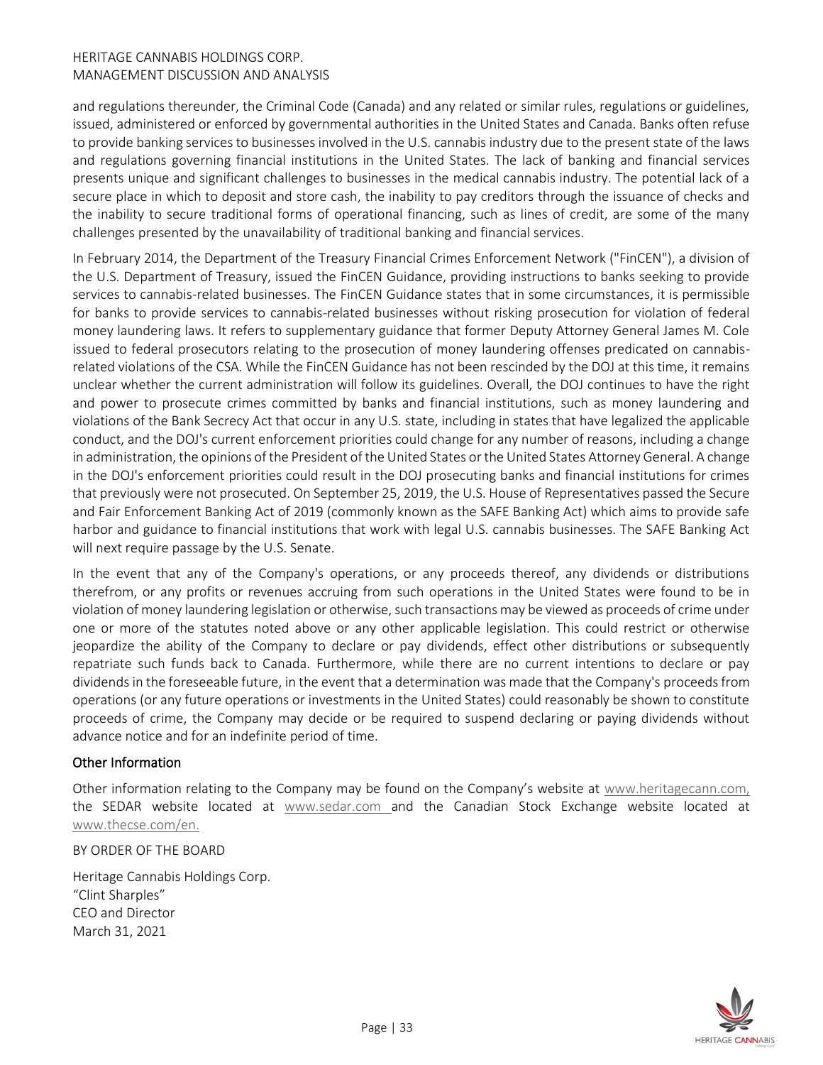and regulations thereunder, the Criminal Code (Canada) and any related or similar rules, regulations or guidelines, issued, administered or enforced by governmental authorities in the United States and Canada. Banks often refuse to provide banking services to businesses involved in the U.S. cannabis industry due to the present state of the laws and regulations governing financial institutions in the United States. The lack of banking and financial services presents unique and significant challenges to businesses in the medical cannabis industry. The potential lack of a secure place in which to deposit and store cash, the inability to pay creditors through the issuance of checks and the inability to secure traditional forms of operational financing, such as lines of credit, are some of the many challenges presented by the unavailability of traditional banking and financial services.

In February 2014, the Department of the Treasury Financial Crimes Enforcement Network ("FinCEN"), a division of the U.S. Department of Treasury, issued the FinCEN Guidance, providing instructions to banks seeking to provide services to cannabis-related businesses. The FinCEN Guidance states that in some circumstances, it is permissible for banks to provide services to cannabis-related businesses without risking prosecution for violation of federal money laundering laws. It refers to supplementary guidance that former Deputy Attorney General James M. Cole issued to federal prosecutors relating to the prosecution of money laundering offenses predicated on cannabis-related violations of the CSA. While the FinCEN Guidance has not been rescinded by the DOJ at this time, it remains unclear whether the current administration will follow its guidelines. Overall, the DOJ continues to have the right and power to prosecute crimes committed by banks and financial institutions, such as money laundering and violations of the Bank Secrecy Act that occur in any U.S. state, including in states that have legalized the applicable conduct, and the DOJ's current enforcement priorities could change for any number of reasons, including a change in administration, the opinions of the President of the United States or the United States Attorney General. A change in the DOJ's enforcement priorities could result in the DOJ prosecuting banks and financial institutions for crimes that previously were not prosecuted. On September 25, 2019, the U.S. House of Representatives passed the Secure and Fair Enforcement Banking Act of 2019 (commonly known as the SAFE Banking Act) which aims to provide safe harbor and guidance to financial institutions that work with legal U.S. cannabis businesses. The SAFE Banking Act will next require passage by the U.S. Senate.

In the event that any of the Company's operations, or any proceeds thereof, any dividends or distributions therefrom, or any profits or revenues accruing from such operations in the United States were found to be in violation of money laundering legislation or otherwise, such transactions may be viewed as proceeds of crime under one or more of the statutes noted above or any other applicable legislation. This could restrict or otherwise jeopardize the ability of the Company to declare or pay dividends, effect other distributions or subsequently repatriate such funds back to Canada. Furthermore, while there are no current intentions to declare or pay dividends in the foreseeable future, in the event that a determination was made that the Company's proceeds from operations (or any future operations or investments in the United States) could reasonably be shown to constitute proceeds of crime, the Company may decide or be required to suspend declaring or paying dividends without advance notice and for an indefinite period of time.

## Other Information

Other information relating to the Company may be found on the Company's website at www.heritagecann.com, the SEDAR website located at www.sedar.com and the Canadian Stock Exchange website located at www.thecse.com/en.

BY ORDER OF THE BOARD

Heritage Cannabis Holdings Corp.
"Clint Sharples"
CEO and Director
March 31, 2021